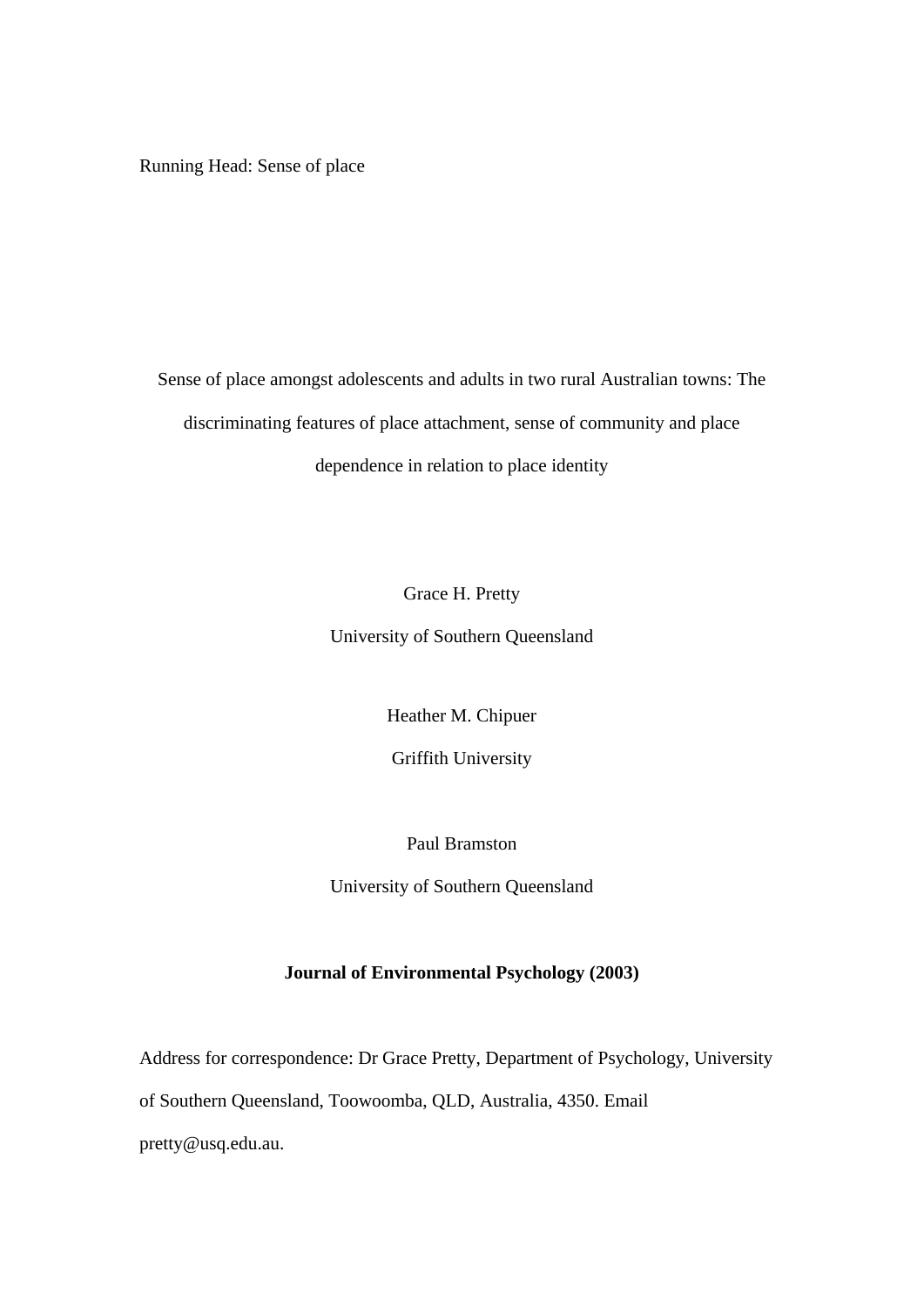Running Head: Sense of place

# Sense of place amongst adolescents and adults in two rural Australian towns: The discriminating features of place attachment, sense of community and place dependence in relation to place identity

Grace H. Pretty

University of Southern Queensland

Heather M. Chipuer

Griffith University

Paul Bramston

University of Southern Queensland

**Journal of Environmental Psychology (2003)**

Address for correspondence: Dr Grace Pretty, Department of Psychology, University of Southern Queensland, Toowoomba, QLD, Australia, 4350. Email pretty@usq.edu.au.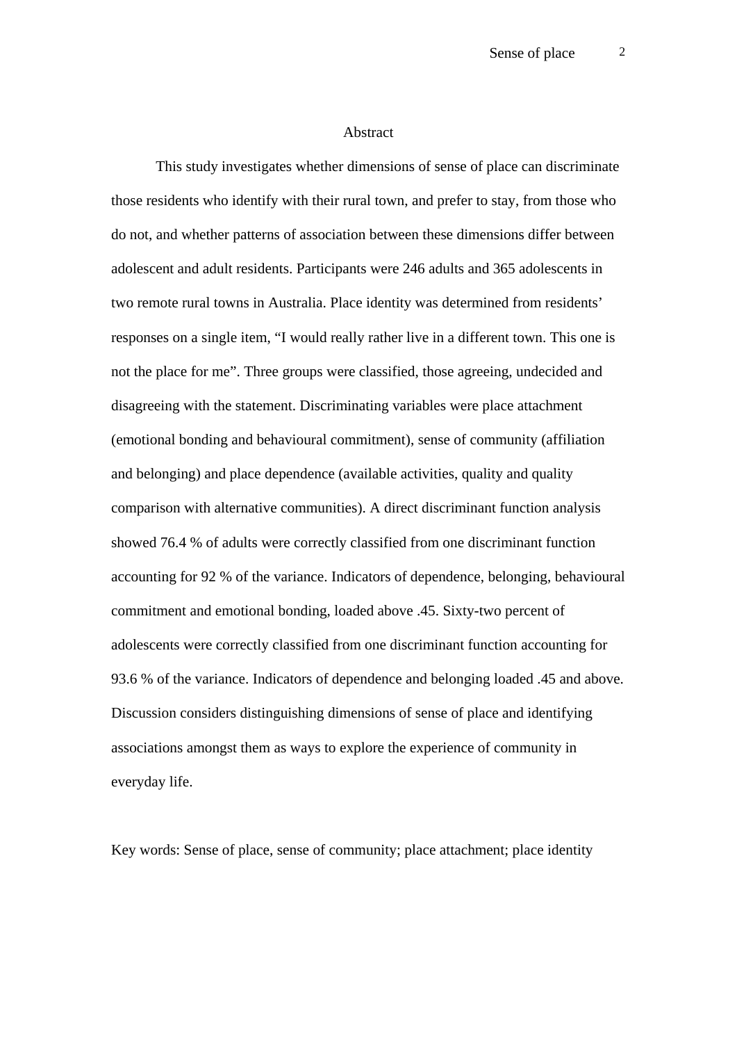# Abstract

This study investigates whether dimensions of sense of place can discriminate those residents who identify with their rural town, and prefer to stay, from those who do not, and whether patterns of association between these dimensions differ between adolescent and adult residents. Participants were 246 adults and 365 adolescents in two remote rural towns in Australia. Place identity was determined from residents' responses on a single item, "I would really rather live in a different town. This one is not the place for me". Three groups were classified, those agreeing, undecided and disagreeing with the statement. Discriminating variables were place attachment (emotional bonding and behavioural commitment), sense of community (affiliation and belonging) and place dependence (available activities, quality and quality comparison with alternative communities). A direct discriminant function analysis showed 76.4 % of adults were correctly classified from one discriminant function accounting for 92 % of the variance. Indicators of dependence, belonging, behavioural commitment and emotional bonding, loaded above .45. Sixty-two percent of adolescents were correctly classified from one discriminant function accounting for 93.6 % of the variance. Indicators of dependence and belonging loaded .45 and above. Discussion considers distinguishing dimensions of sense of place and identifying associations amongst them as ways to explore the experience of community in everyday life.

Key words: Sense of place, sense of community; place attachment; place identity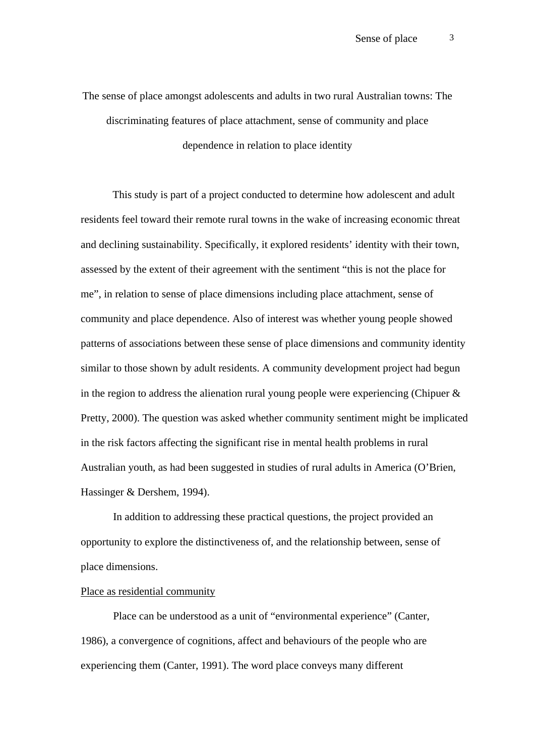# The sense of place amongst adolescents and adults in two rural Australian towns: The discriminating features of place attachment, sense of community and place dependence in relation to place identity

This study is part of a project conducted to determine how adolescent and adult residents feel toward their remote rural towns in the wake of increasing economic threat and declining sustainability. Specifically, it explored residents' identity with their town, assessed by the extent of their agreement with the sentiment "this is not the place for me", in relation to sense of place dimensions including place attachment, sense of community and place dependence. Also of interest was whether young people showed patterns of associations between these sense of place dimensions and community identity similar to those shown by adult residents. A community development project had begun in the region to address the alienation rural young people were experiencing (Chipuer & Pretty, 2000). The question was asked whether community sentiment might be implicated in the risk factors affecting the significant rise in mental health problems in rural Australian youth, as had been suggested in studies of rural adults in America (O'Brien, Hassinger & Dershem, 1994).

In addition to addressing these practical questions, the project provided an opportunity to explore the distinctiveness of, and the relationship between, sense of place dimensions.

## Place as residential community

Place can be understood as a unit of "environmental experience" (Canter, 1986), a convergence of cognitions, affect and behaviours of the people who are experiencing them (Canter, 1991). The word place conveys many different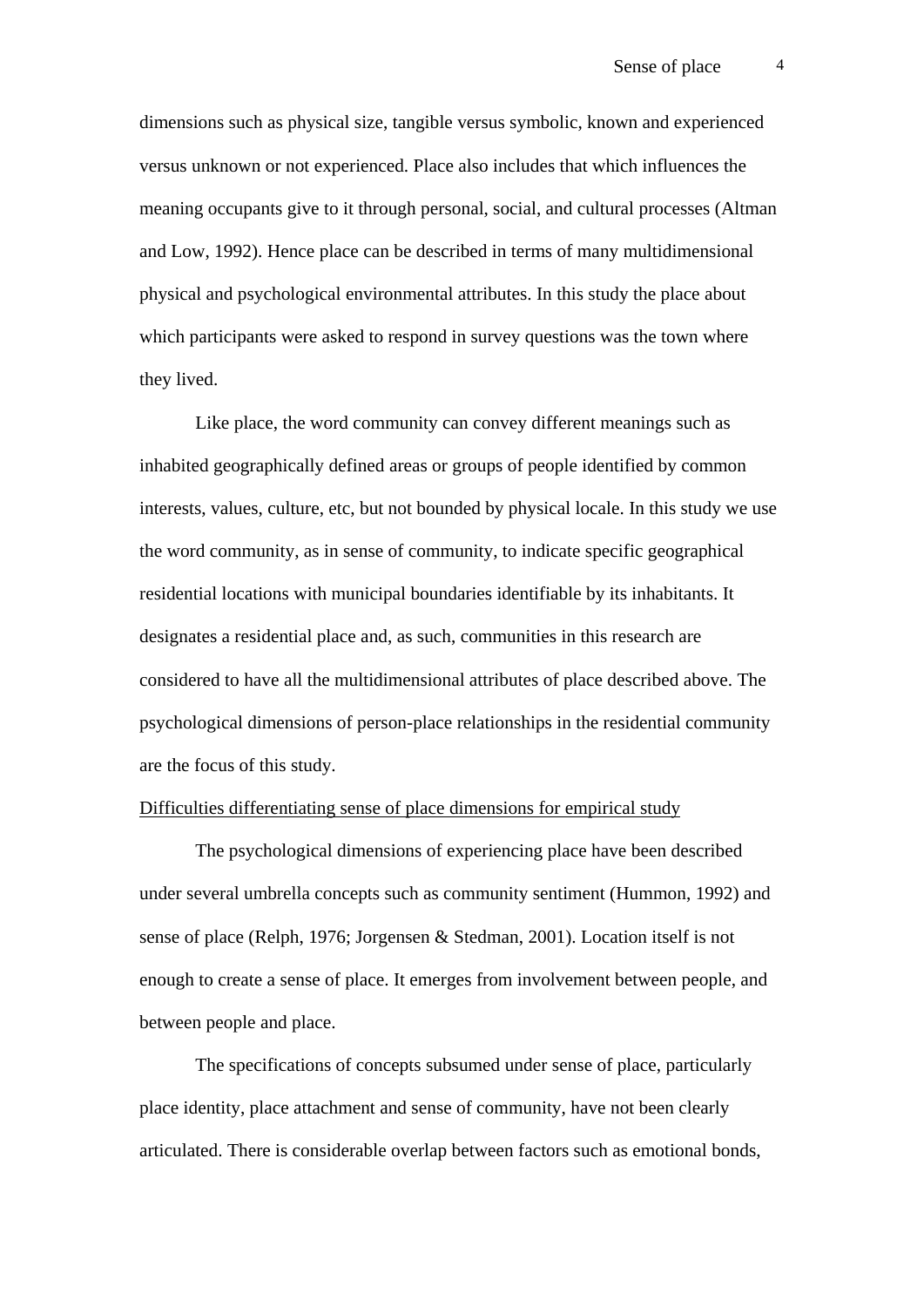dimensions such as physical size, tangible versus symbolic, known and experienced versus unknown or not experienced. Place also includes that which influences the meaning occupants give to it through personal, social, and cultural processes (Altman and Low, 1992). Hence place can be described in terms of many multidimensional physical and psychological environmental attributes. In this study the place about which participants were asked to respond in survey questions was the town where they lived.

Like place, the word community can convey different meanings such as inhabited geographically defined areas or groups of people identified by common interests, values, culture, etc, but not bounded by physical locale. In this study we use the word community, as in sense of community, to indicate specific geographical residential locations with municipal boundaries identifiable by its inhabitants. It designates a residential place and, as such, communities in this research are considered to have all the multidimensional attributes of place described above. The psychological dimensions of person-place relationships in the residential community are the focus of this study.

Difficulties differentiating sense of place dimensions for empirical study

The psychological dimensions of experiencing place have been described under several umbrella concepts such as community sentiment (Hummon, 1992) and sense of place (Relph, 1976; Jorgensen & Stedman, 2001). Location itself is not enough to create a sense of place. It emerges from involvement between people, and between people and place.

The specifications of concepts subsumed under sense of place, particularly place identity, place attachment and sense of community, have not been clearly articulated. There is considerable overlap between factors such as emotional bonds,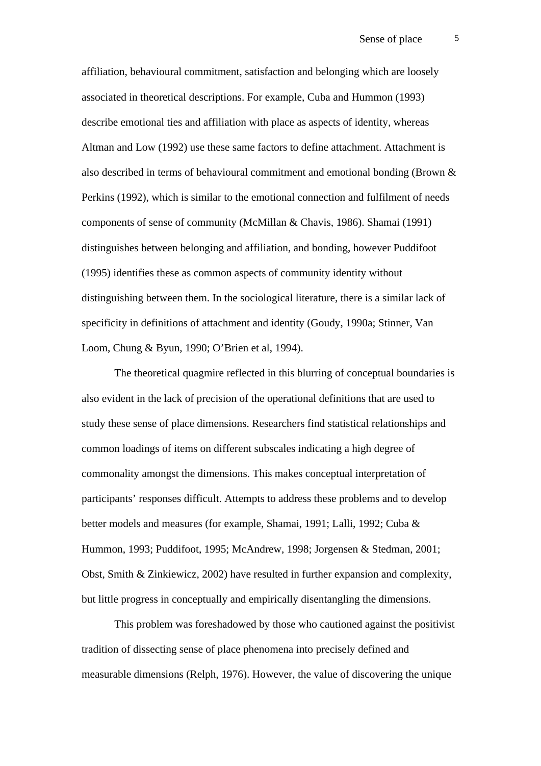affiliation, behavioural commitment, satisfaction and belonging which are loosely associated in theoretical descriptions. For example, Cuba and Hummon (1993) describe emotional ties and affiliation with place as aspects of identity, whereas Altman and Low (1992) use these same factors to define attachment. Attachment is also described in terms of behavioural commitment and emotional bonding (Brown & Perkins (1992), which is similar to the emotional connection and fulfilment of needs components of sense of community (McMillan & Chavis, 1986). Shamai (1991) distinguishes between belonging and affiliation, and bonding, however Puddifoot (1995) identifies these as common aspects of community identity without distinguishing between them. In the sociological literature, there is a similar lack of specificity in definitions of attachment and identity (Goudy, 1990a; Stinner, Van Loom, Chung & Byun, 1990; O'Brien et al, 1994).

The theoretical quagmire reflected in this blurring of conceptual boundaries is also evident in the lack of precision of the operational definitions that are used to study these sense of place dimensions. Researchers find statistical relationships and common loadings of items on different subscales indicating a high degree of commonality amongst the dimensions. This makes conceptual interpretation of participants' responses difficult. Attempts to address these problems and to develop better models and measures (for example, Shamai, 1991; Lalli, 1992; Cuba & Hummon, 1993; Puddifoot, 1995; McAndrew, 1998; Jorgensen & Stedman, 2001; Obst, Smith & Zinkiewicz, 2002) have resulted in further expansion and complexity, but little progress in conceptually and empirically disentangling the dimensions.

This problem was foreshadowed by those who cautioned against the positivist tradition of dissecting sense of place phenomena into precisely defined and measurable dimensions (Relph, 1976). However, the value of discovering the unique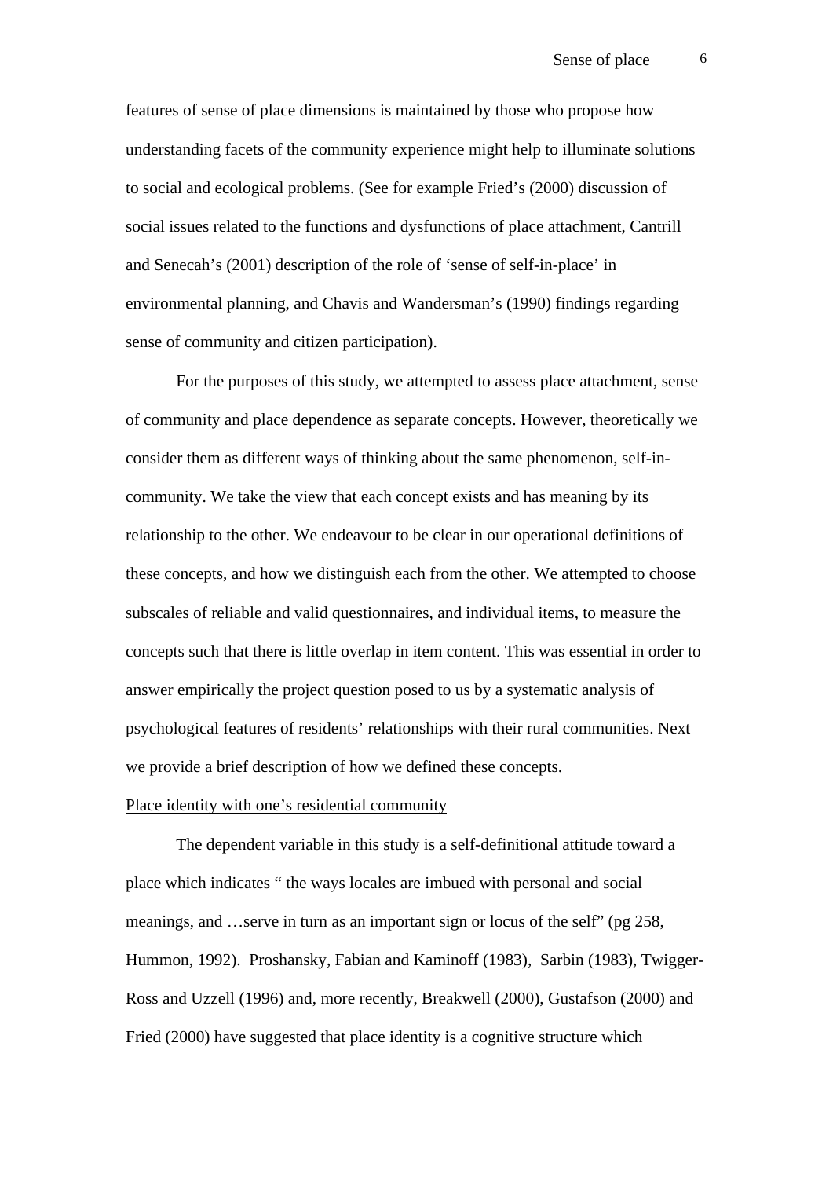features of sense of place dimensions is maintained by those who propose how understanding facets of the community experience might help to illuminate solutions to social and ecological problems. (See for example Fried's (2000) discussion of social issues related to the functions and dysfunctions of place attachment, Cantrill and Senecah's (2001) description of the role of 'sense of self-in-place' in environmental planning, and Chavis and Wandersman's (1990) findings regarding sense of community and citizen participation).

For the purposes of this study, we attempted to assess place attachment, sense of community and place dependence as separate concepts. However, theoretically we consider them as different ways of thinking about the same phenomenon, self-in-community. We take the view that each concept exists and has meaning by its relationship to the other. We endeavour to be clear in our operational definitions of these concepts, and how we distinguish each from the other. We attempted to choose subscales of reliable and valid questionnaires, and individual items, to measure the concepts such that there is little overlap in item content. This was essential in order to answer empirically the project question posed to us by a systematic analysis of psychological features of residents' relationships with their rural communities. Next we provide a brief description of how we defined these concepts.

Place identity with one's residential community

The dependent variable in this study is a self-definitional attitude toward a place which indicates " the ways locales are imbued with personal and social meanings, and …serve in turn as an important sign or locus of the self" (pg 258, Hummon, 1992). Proshansky, Fabian and Kaminoff (1983), Sarbin (1983), Twigger-Ross and Uzzell (1996) and, more recently, Breakwell (2000), Gustafson (2000) and Fried (2000) have suggested that place identity is a cognitive structure which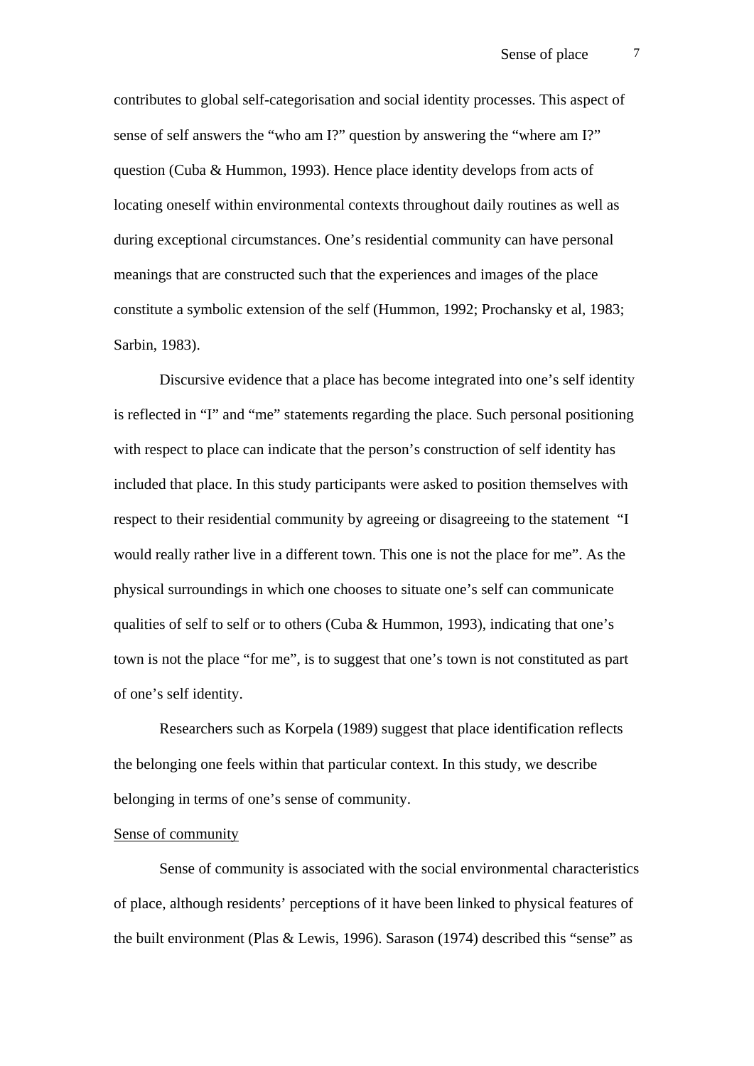contributes to global self-categorisation and social identity processes. This aspect of sense of self answers the “who am I?” question by answering the “where am I?” question (Cuba & Hummon, 1993). Hence place identity develops from acts of locating oneself within environmental contexts throughout daily routines as well as during exceptional circumstances. One’s residential community can have personal meanings that are constructed such that the experiences and images of the place constitute a symbolic extension of the self (Hummon, 1992; Prochansky et al, 1983; Sarbin, 1983).

Discursive evidence that a place has become integrated into one’s self identity is reflected in “I” and “me” statements regarding the place. Such personal positioning with respect to place can indicate that the person’s construction of self identity has included that place. In this study participants were asked to position themselves with respect to their residential community by agreeing or disagreeing to the statement “I would really rather live in a different town. This one is not the place for me”. As the physical surroundings in which one chooses to situate one’s self can communicate qualities of self to self or to others (Cuba & Hummon, 1993), indicating that one’s town is not the place “for me”, is to suggest that one’s town is not constituted as part of one’s self identity.

Researchers such as Korpela (1989) suggest that place identification reflects the belonging one feels within that particular context. In this study, we describe belonging in terms of one’s sense of community.

<u>Sense of community</u>

Sense of community is associated with the social environmental characteristics of place, although residents’ perceptions of it have been linked to physical features of the built environment (Plas & Lewis, 1996). Sarason (1974) described this “sense” as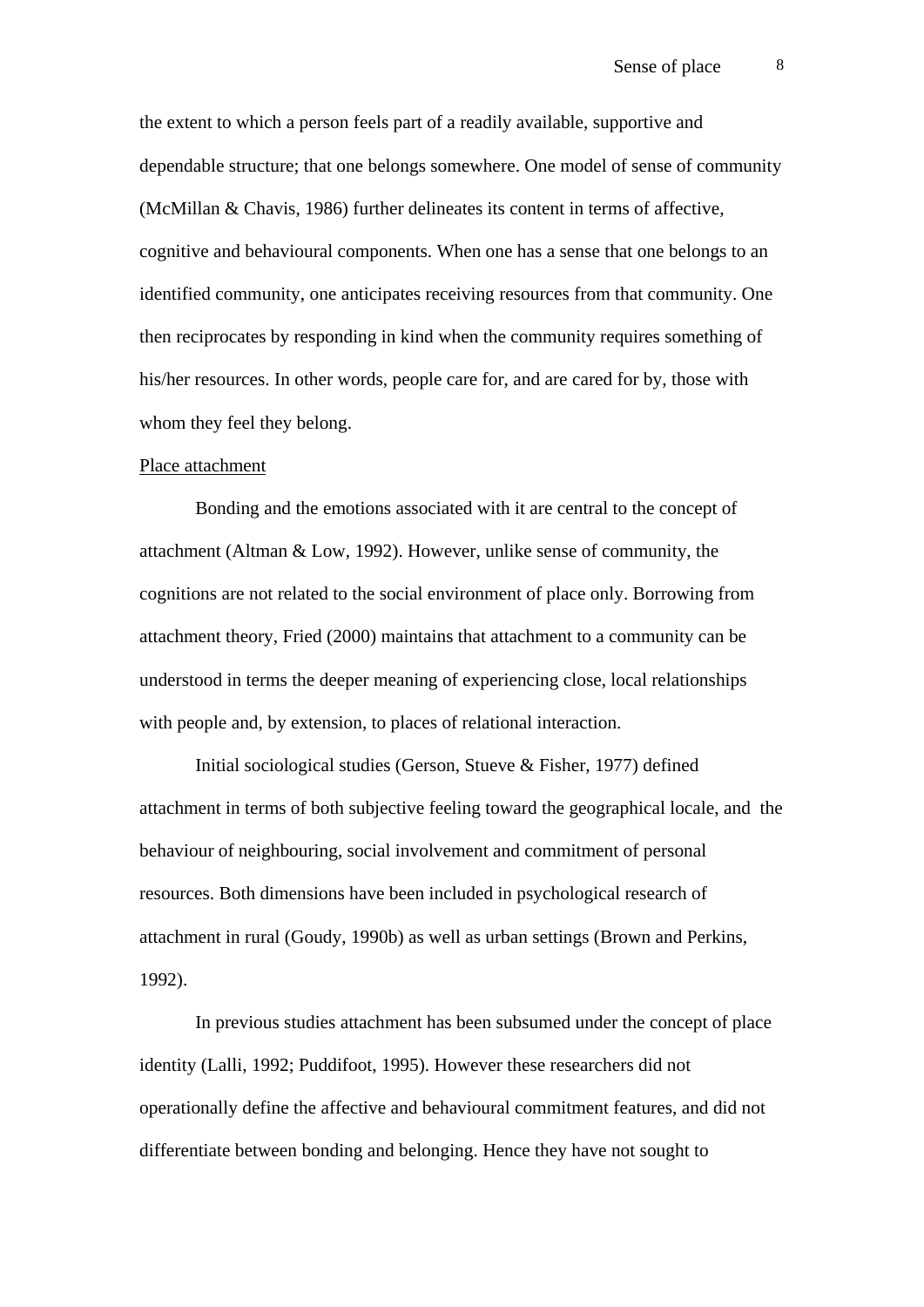the extent to which a person feels part of a readily available, supportive and dependable structure; that one belongs somewhere. One model of sense of community (McMillan & Chavis, 1986) further delineates its content in terms of affective, cognitive and behavioural components. When one has a sense that one belongs to an identified community, one anticipates receiving resources from that community. One then reciprocates by responding in kind when the community requires something of his/her resources. In other words, people care for, and are cared for by, those with whom they feel they belong.

Place attachment

Bonding and the emotions associated with it are central to the concept of attachment (Altman & Low, 1992). However, unlike sense of community, the cognitions are not related to the social environment of place only. Borrowing from attachment theory, Fried (2000) maintains that attachment to a community can be understood in terms the deeper meaning of experiencing close, local relationships with people and, by extension, to places of relational interaction.

Initial sociological studies (Gerson, Stueve & Fisher, 1977) defined attachment in terms of both subjective feeling toward the geographical locale, and the behaviour of neighbouring, social involvement and commitment of personal resources. Both dimensions have been included in psychological research of attachment in rural (Goudy, 1990b) as well as urban settings (Brown and Perkins, 1992).

In previous studies attachment has been subsumed under the concept of place identity (Lalli, 1992; Puddifoot, 1995). However these researchers did not operationally define the affective and behavioural commitment features, and did not differentiate between bonding and belonging. Hence they have not sought to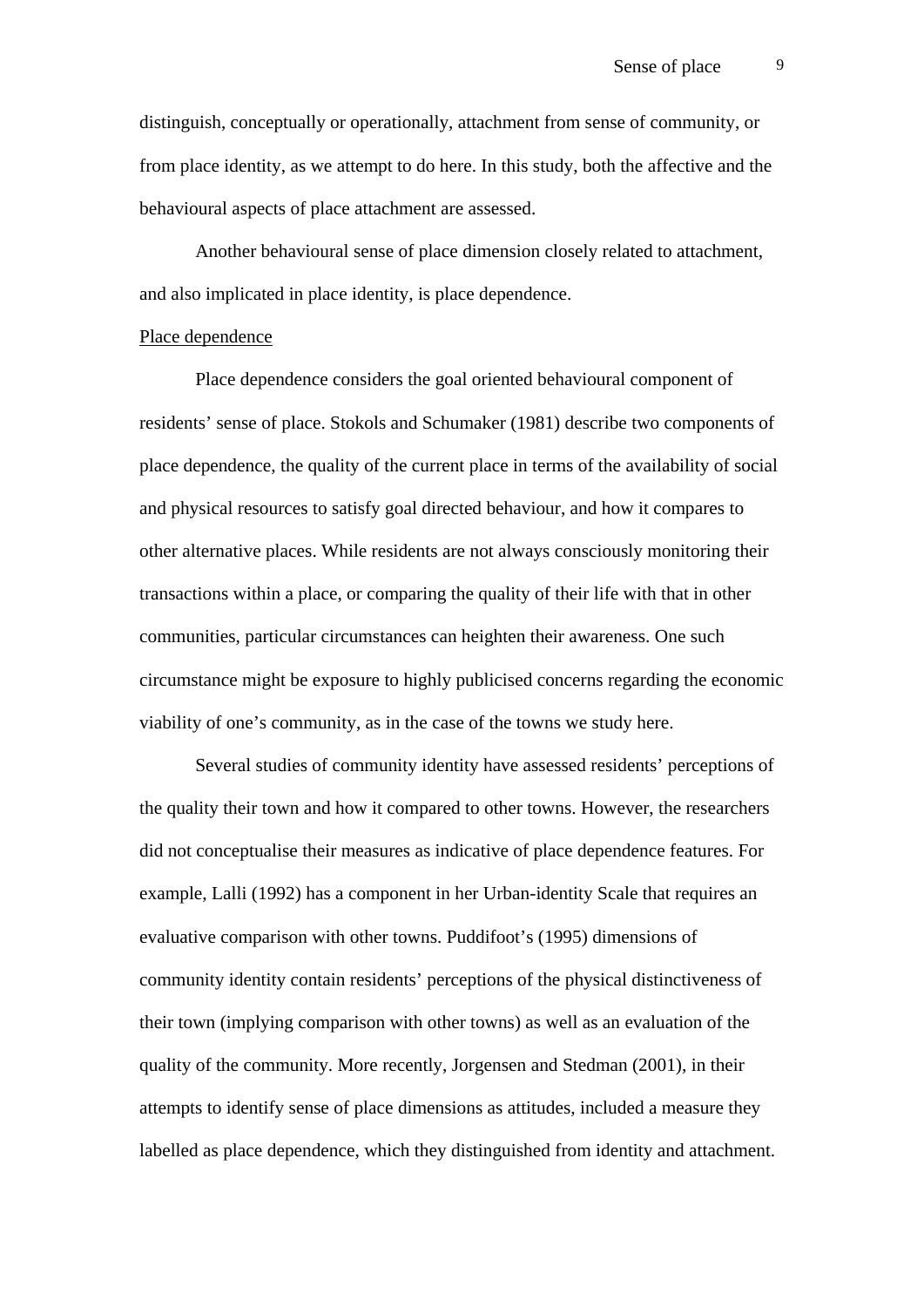distinguish, conceptually or operationally, attachment from sense of community, or from place identity, as we attempt to do here. In this study, both the affective and the behavioural aspects of place attachment are assessed.

Another behavioural sense of place dimension closely related to attachment, and also implicated in place identity, is place dependence.

Place dependence

Place dependence considers the goal oriented behavioural component of residents' sense of place. Stokols and Schumaker (1981) describe two components of place dependence, the quality of the current place in terms of the availability of social and physical resources to satisfy goal directed behaviour, and how it compares to other alternative places. While residents are not always consciously monitoring their transactions within a place, or comparing the quality of their life with that in other communities, particular circumstances can heighten their awareness. One such circumstance might be exposure to highly publicised concerns regarding the economic viability of one's community, as in the case of the towns we study here.

Several studies of community identity have assessed residents' perceptions of the quality their town and how it compared to other towns. However, the researchers did not conceptualise their measures as indicative of place dependence features. For example, Lalli (1992) has a component in her Urban-identity Scale that requires an evaluative comparison with other towns. Puddifoot's (1995) dimensions of community identity contain residents' perceptions of the physical distinctiveness of their town (implying comparison with other towns) as well as an evaluation of the quality of the community. More recently, Jorgensen and Stedman (2001), in their attempts to identify sense of place dimensions as attitudes, included a measure they labelled as place dependence, which they distinguished from identity and attachment.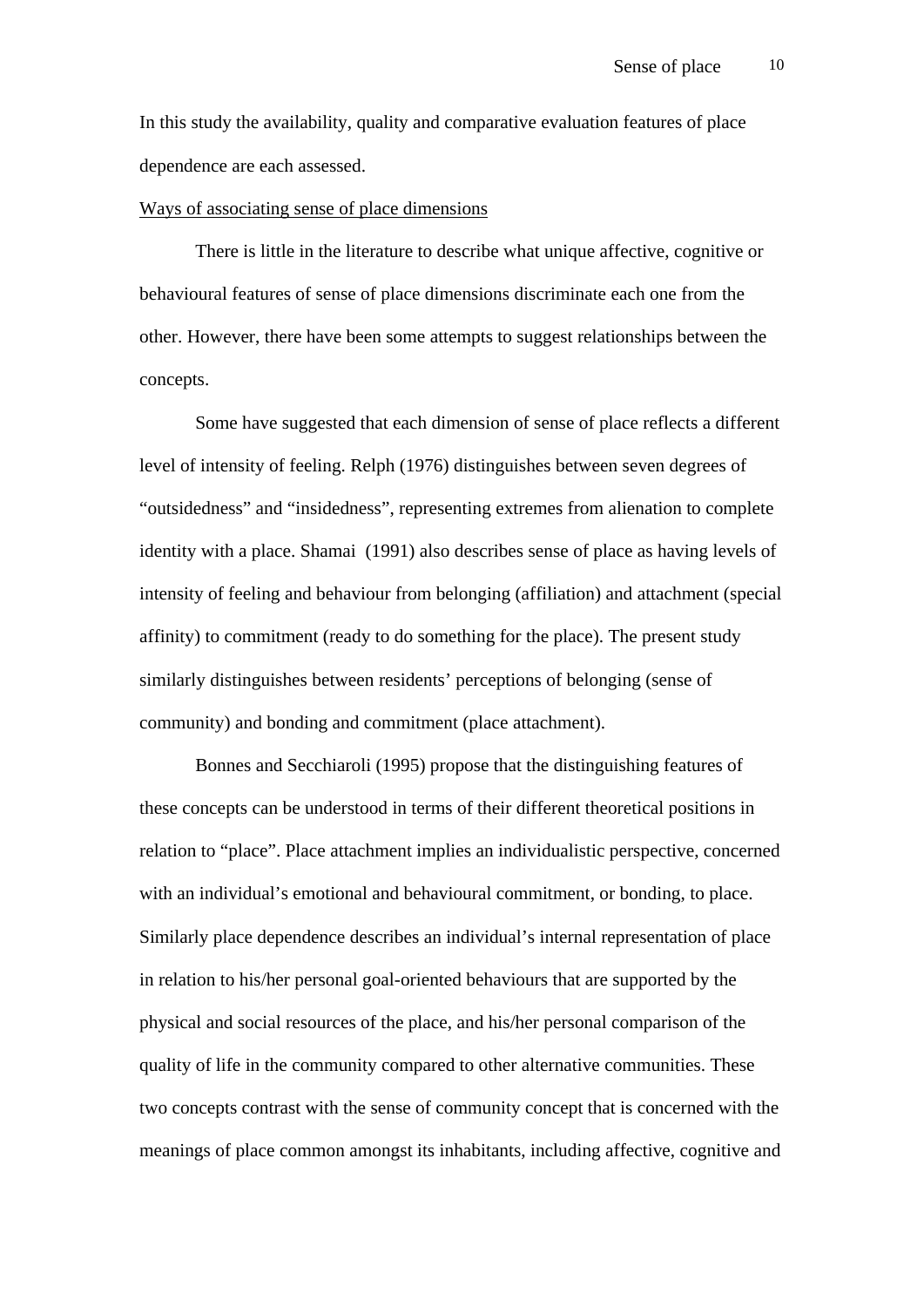In this study the availability, quality and comparative evaluation features of place dependence are each assessed.

<u>Ways of associating sense of place dimensions</u>

There is little in the literature to describe what unique affective, cognitive or behavioural features of sense of place dimensions discriminate each one from the other. However, there have been some attempts to suggest relationships between the concepts.

Some have suggested that each dimension of sense of place reflects a different level of intensity of feeling. Relph (1976) distinguishes between seven degrees of "outsidedness" and "insidedness", representing extremes from alienation to complete identity with a place. Shamai (1991) also describes sense of place as having levels of intensity of feeling and behaviour from belonging (affiliation) and attachment (special affinity) to commitment (ready to do something for the place). The present study similarly distinguishes between residents' perceptions of belonging (sense of community) and bonding and commitment (place attachment).

Bonnes and Secchiaroli (1995) propose that the distinguishing features of these concepts can be understood in terms of their different theoretical positions in relation to "place". Place attachment implies an individualistic perspective, concerned with an individual's emotional and behavioural commitment, or bonding, to place. Similarly place dependence describes an individual's internal representation of place in relation to his/her personal goal-oriented behaviours that are supported by the physical and social resources of the place, and his/her personal comparison of the quality of life in the community compared to other alternative communities. These two concepts contrast with the sense of community concept that is concerned with the meanings of place common amongst its inhabitants, including affective, cognitive and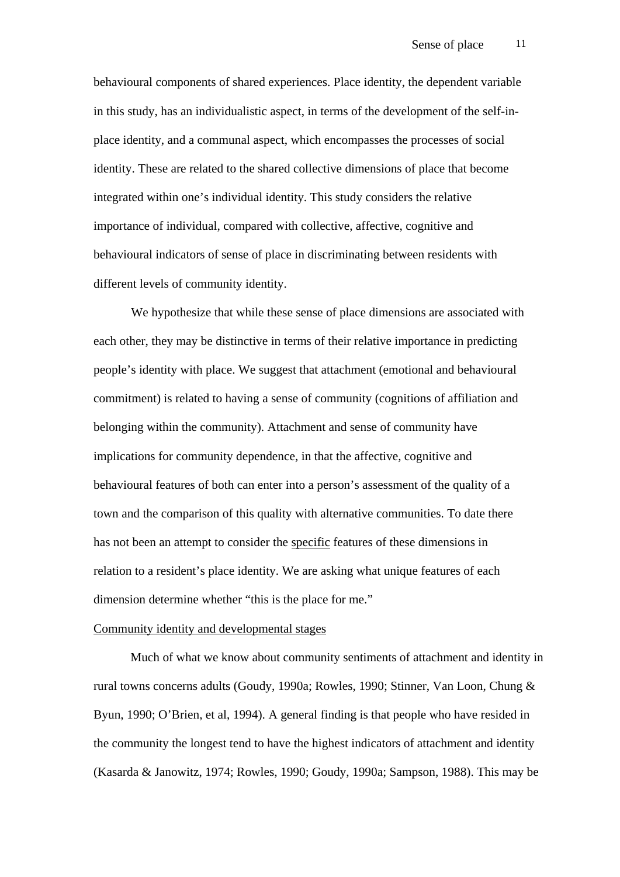behavioural components of shared experiences. Place identity, the dependent variable in this study, has an individualistic aspect, in terms of the development of the self-in-place identity, and a communal aspect, which encompasses the processes of social identity. These are related to the shared collective dimensions of place that become integrated within one's individual identity. This study considers the relative importance of individual, compared with collective, affective, cognitive and behavioural indicators of sense of place in discriminating between residents with different levels of community identity.

We hypothesize that while these sense of place dimensions are associated with each other, they may be distinctive in terms of their relative importance in predicting people's identity with place. We suggest that attachment (emotional and behavioural commitment) is related to having a sense of community (cognitions of affiliation and belonging within the community). Attachment and sense of community have implications for community dependence, in that the affective, cognitive and behavioural features of both can enter into a person's assessment of the quality of a town and the comparison of this quality with alternative communities. To date there has not been an attempt to consider the <u>specific</u> features of these dimensions in relation to a resident's place identity. We are asking what unique features of each dimension determine whether "this is the place for me."

<u>Community identity and developmental stages</u>

Much of what we know about community sentiments of attachment and identity in rural towns concerns adults (Goudy, 1990a; Rowles, 1990; Stinner, Van Loon, Chung & Byun, 1990; O'Brien, et al, 1994). A general finding is that people who have resided in the community the longest tend to have the highest indicators of attachment and identity (Kasarda & Janowitz, 1974; Rowles, 1990; Goudy, 1990a; Sampson, 1988). This may be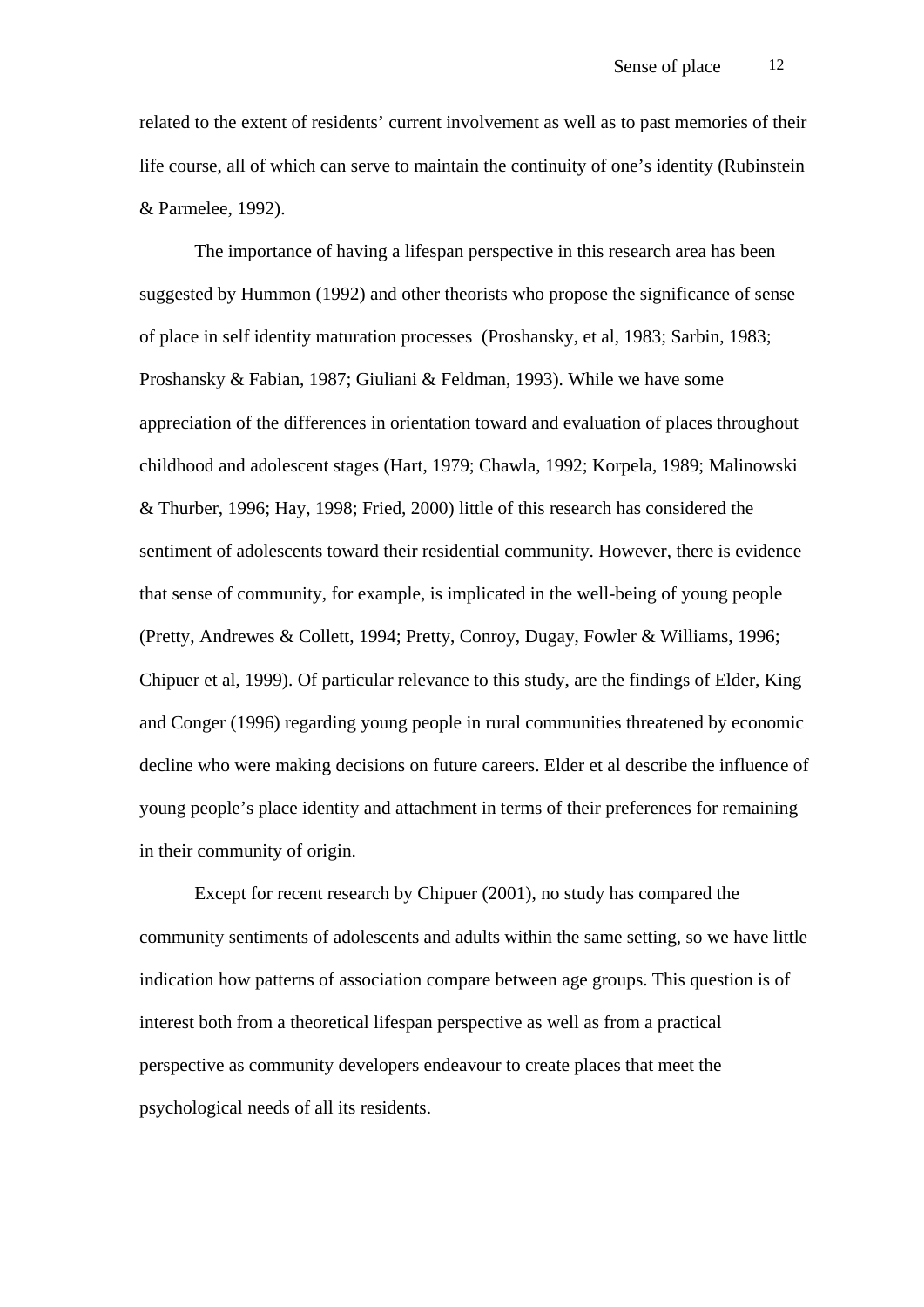related to the extent of residents' current involvement as well as to past memories of their life course, all of which can serve to maintain the continuity of one's identity (Rubinstein & Parmelee, 1992).

The importance of having a lifespan perspective in this research area has been suggested by Hummon (1992) and other theorists who propose the significance of sense of place in self identity maturation processes (Proshansky, et al, 1983; Sarbin, 1983; Proshansky & Fabian, 1987; Giuliani & Feldman, 1993). While we have some appreciation of the differences in orientation toward and evaluation of places throughout childhood and adolescent stages (Hart, 1979; Chawla, 1992; Korpela, 1989; Malinowski & Thurber, 1996; Hay, 1998; Fried, 2000) little of this research has considered the sentiment of adolescents toward their residential community. However, there is evidence that sense of community, for example, is implicated in the well-being of young people (Pretty, Andrewes & Collett, 1994; Pretty, Conroy, Dugay, Fowler & Williams, 1996; Chipuer et al, 1999). Of particular relevance to this study, are the findings of Elder, King and Conger (1996) regarding young people in rural communities threatened by economic decline who were making decisions on future careers. Elder et al describe the influence of young people's place identity and attachment in terms of their preferences for remaining in their community of origin.

Except for recent research by Chipuer (2001), no study has compared the community sentiments of adolescents and adults within the same setting, so we have little indication how patterns of association compare between age groups. This question is of interest both from a theoretical lifespan perspective as well as from a practical perspective as community developers endeavour to create places that meet the psychological needs of all its residents.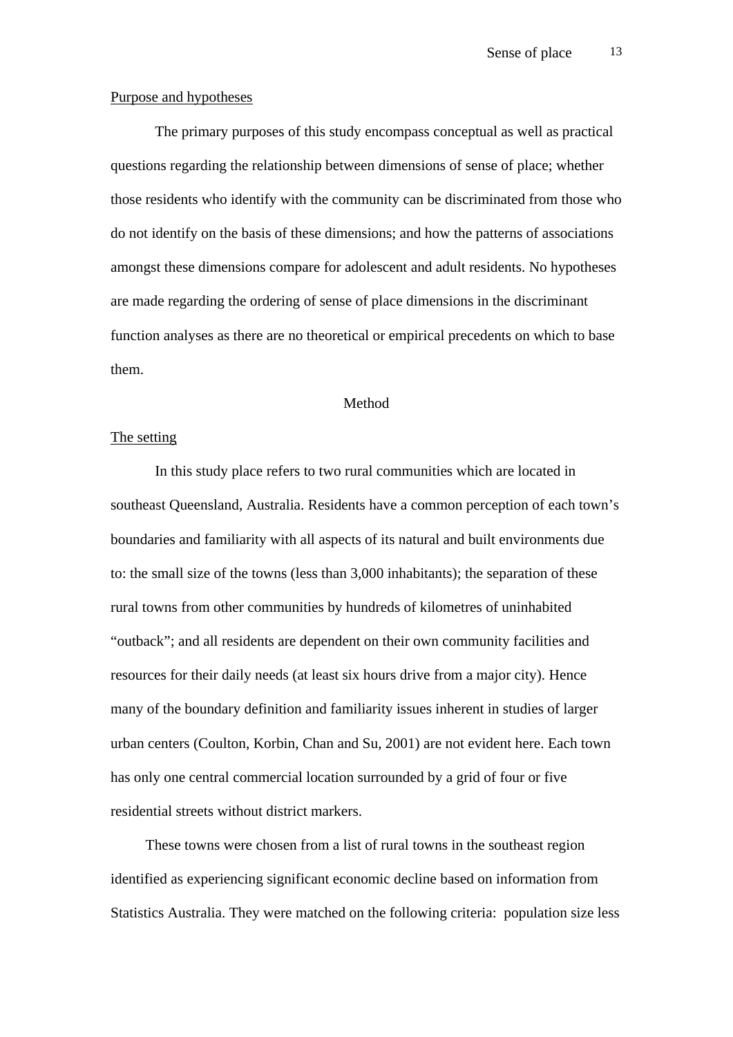Purpose and hypotheses

The primary purposes of this study encompass conceptual as well as practical questions regarding the relationship between dimensions of sense of place; whether those residents who identify with the community can be discriminated from those who do not identify on the basis of these dimensions; and how the patterns of associations amongst these dimensions compare for adolescent and adult residents. No hypotheses are made regarding the ordering of sense of place dimensions in the discriminant function analyses as there are no theoretical or empirical precedents on which to base them.

## Method

The setting

In this study place refers to two rural communities which are located in southeast Queensland, Australia. Residents have a common perception of each town's boundaries and familiarity with all aspects of its natural and built environments due to: the small size of the towns (less than 3,000 inhabitants); the separation of these rural towns from other communities by hundreds of kilometres of uninhabited "outback"; and all residents are dependent on their own community facilities and resources for their daily needs (at least six hours drive from a major city). Hence many of the boundary definition and familiarity issues inherent in studies of larger urban centers (Coulton, Korbin, Chan and Su, 2001) are not evident here. Each town has only one central commercial location surrounded by a grid of four or five residential streets without district markers.

These towns were chosen from a list of rural towns in the southeast region identified as experiencing significant economic decline based on information from Statistics Australia. They were matched on the following criteria: population size less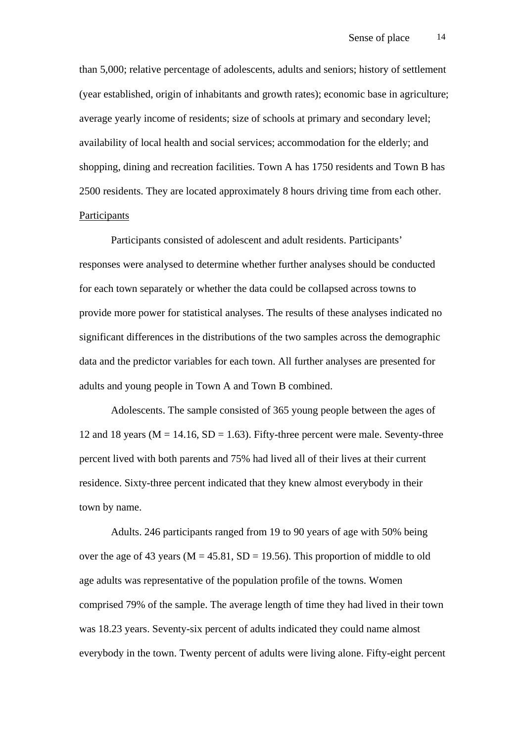than 5,000; relative percentage of adolescents, adults and seniors; history of settlement (year established, origin of inhabitants and growth rates); economic base in agriculture; average yearly income of residents; size of schools at primary and secondary level; availability of local health and social services; accommodation for the elderly; and shopping, dining and recreation facilities. Town A has 1750 residents and Town B has 2500 residents. They are located approximately 8 hours driving time from each other.

Participants

Participants consisted of adolescent and adult residents. Participants' responses were analysed to determine whether further analyses should be conducted for each town separately or whether the data could be collapsed across towns to provide more power for statistical analyses. The results of these analyses indicated no significant differences in the distributions of the two samples across the demographic data and the predictor variables for each town. All further analyses are presented for adults and young people in Town A and Town B combined.

Adolescents. The sample consisted of 365 young people between the ages of 12 and 18 years ($M = 14.16$, $SD = 1.63$). Fifty-three percent were male. Seventy-three percent lived with both parents and 75% had lived all of their lives at their current residence. Sixty-three percent indicated that they knew almost everybody in their town by name.

Adults. 246 participants ranged from 19 to 90 years of age with 50% being over the age of 43 years ($M = 45.81$, $SD = 19.56$). This proportion of middle to old age adults was representative of the population profile of the towns. Women comprised 79% of the sample. The average length of time they had lived in their town was 18.23 years. Seventy-six percent of adults indicated they could name almost everybody in the town. Twenty percent of adults were living alone. Fifty-eight percent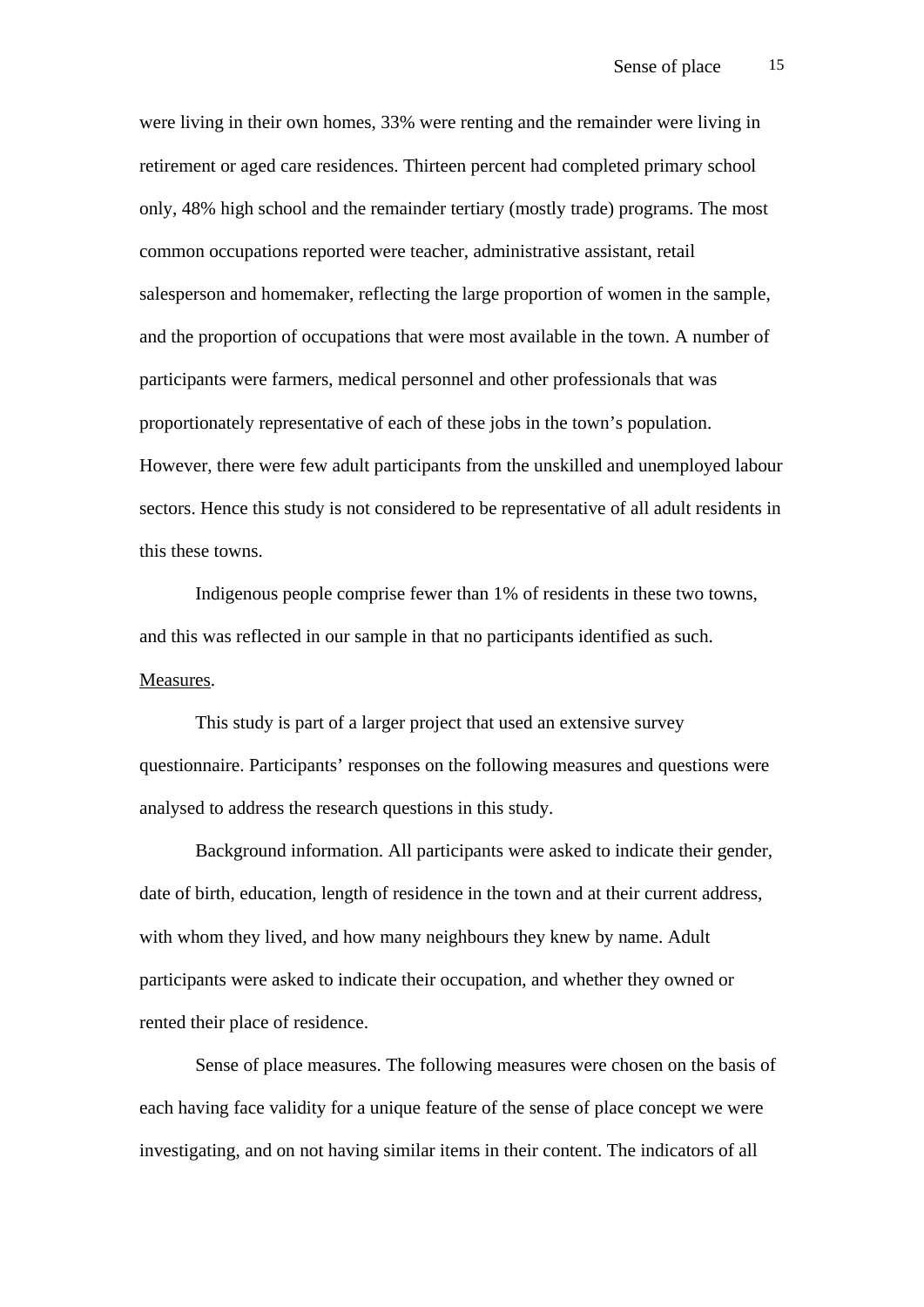were living in their own homes, 33% were renting and the remainder were living in retirement or aged care residences. Thirteen percent had completed primary school only, 48% high school and the remainder tertiary (mostly trade) programs. The most common occupations reported were teacher, administrative assistant, retail salesperson and homemaker, reflecting the large proportion of women in the sample, and the proportion of occupations that were most available in the town. A number of participants were farmers, medical personnel and other professionals that was proportionately representative of each of these jobs in the town's population. However, there were few adult participants from the unskilled and unemployed labour sectors. Hence this study is not considered to be representative of all adult residents in this these towns.

Indigenous people comprise fewer than 1% of residents in these two towns, and this was reflected in our sample in that no participants identified as such.

<u>Measures</u>.

This study is part of a larger project that used an extensive survey questionnaire. Participants' responses on the following measures and questions were analysed to address the research questions in this study.

Background information. All participants were asked to indicate their gender, date of birth, education, length of residence in the town and at their current address, with whom they lived, and how many neighbours they knew by name. Adult participants were asked to indicate their occupation, and whether they owned or rented their place of residence.

Sense of place measures. The following measures were chosen on the basis of each having face validity for a unique feature of the sense of place concept we were investigating, and on not having similar items in their content. The indicators of all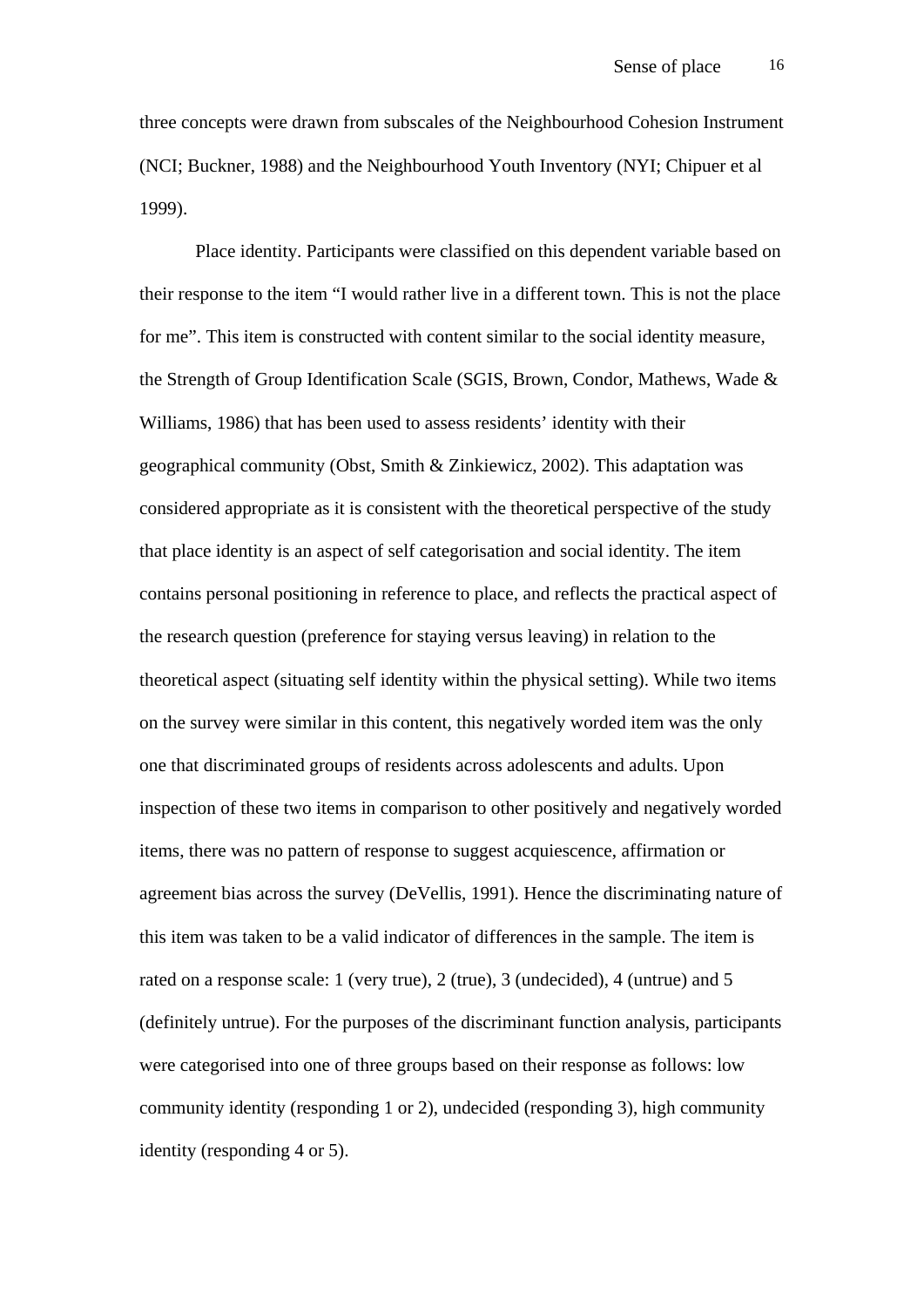three concepts were drawn from subscales of the Neighbourhood Cohesion Instrument (NCI; Buckner, 1988) and the Neighbourhood Youth Inventory (NYI; Chipuer et al 1999).

Place identity. Participants were classified on this dependent variable based on their response to the item "I would rather live in a different town. This is not the place for me". This item is constructed with content similar to the social identity measure, the Strength of Group Identification Scale (SGIS, Brown, Condor, Mathews, Wade & Williams, 1986) that has been used to assess residents' identity with their geographical community (Obst, Smith & Zinkiewicz, 2002). This adaptation was considered appropriate as it is consistent with the theoretical perspective of the study that place identity is an aspect of self categorisation and social identity. The item contains personal positioning in reference to place, and reflects the practical aspect of the research question (preference for staying versus leaving) in relation to the theoretical aspect (situating self identity within the physical setting). While two items on the survey were similar in this content, this negatively worded item was the only one that discriminated groups of residents across adolescents and adults. Upon inspection of these two items in comparison to other positively and negatively worded items, there was no pattern of response to suggest acquiescence, affirmation or agreement bias across the survey (DeVellis, 1991). Hence the discriminating nature of this item was taken to be a valid indicator of differences in the sample. The item is rated on a response scale: 1 (very true), 2 (true), 3 (undecided), 4 (untrue) and 5 (definitely untrue). For the purposes of the discriminant function analysis, participants were categorised into one of three groups based on their response as follows: low community identity (responding 1 or 2), undecided (responding 3), high community identity (responding 4 or 5).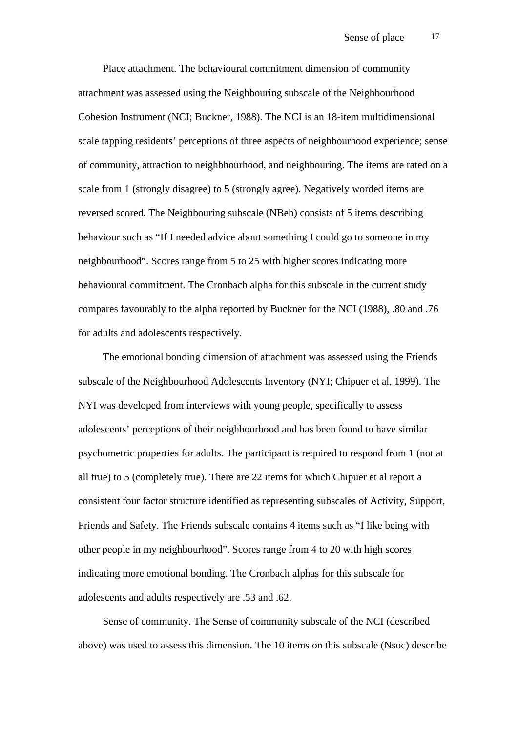Place attachment. The behavioural commitment dimension of community attachment was assessed using the Neighbouring subscale of the Neighbourhood Cohesion Instrument (NCI; Buckner, 1988). The NCI is an 18-item multidimensional scale tapping residents' perceptions of three aspects of neighbourhood experience; sense of community, attraction to neighbhourhood, and neighbouring. The items are rated on a scale from 1 (strongly disagree) to 5 (strongly agree). Negatively worded items are reversed scored. The Neighbouring subscale (NBeh) consists of 5 items describing behaviour such as "If I needed advice about something I could go to someone in my neighbourhood". Scores range from 5 to 25 with higher scores indicating more behavioural commitment. The Cronbach alpha for this subscale in the current study compares favourably to the alpha reported by Buckner for the NCI (1988), .80 and .76 for adults and adolescents respectively.

The emotional bonding dimension of attachment was assessed using the Friends subscale of the Neighbourhood Adolescents Inventory (NYI; Chipuer et al, 1999). The NYI was developed from interviews with young people, specifically to assess adolescents' perceptions of their neighbourhood and has been found to have similar psychometric properties for adults. The participant is required to respond from 1 (not at all true) to 5 (completely true). There are 22 items for which Chipuer et al report a consistent four factor structure identified as representing subscales of Activity, Support, Friends and Safety. The Friends subscale contains 4 items such as "I like being with other people in my neighbourhood". Scores range from 4 to 20 with high scores indicating more emotional bonding. The Cronbach alphas for this subscale for adolescents and adults respectively are .53 and .62.

Sense of community. The Sense of community subscale of the NCI (described above) was used to assess this dimension. The 10 items on this subscale (Nsoc) describe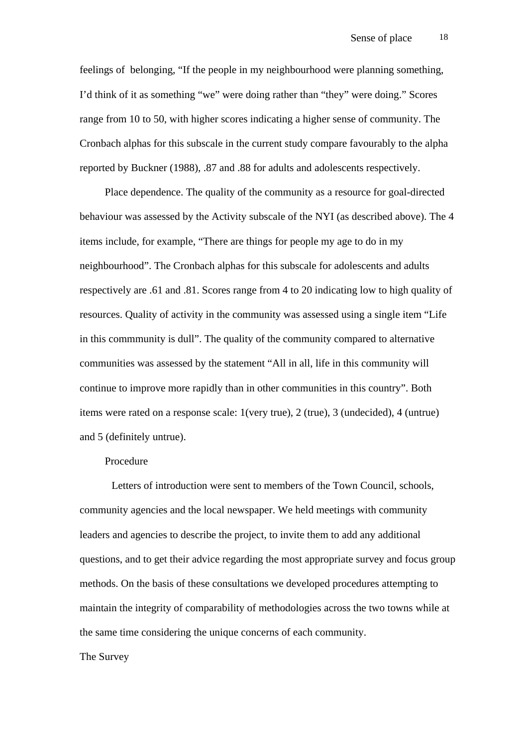feelings of belonging, “If the people in my neighbourhood were planning something, I’d think of it as something “we” were doing rather than “they” were doing.” Scores range from 10 to 50, with higher scores indicating a higher sense of community. The Cronbach alphas for this subscale in the current study compare favourably to the alpha reported by Buckner (1988), .87 and .88 for adults and adolescents respectively.

Place dependence. The quality of the community as a resource for goal-directed behaviour was assessed by the Activity subscale of the NYI (as described above). The 4 items include, for example, “There are things for people my age to do in my neighbourhood”. The Cronbach alphas for this subscale for adolescents and adults respectively are .61 and .81. Scores range from 4 to 20 indicating low to high quality of resources. Quality of activity in the community was assessed using a single item “Life in this commmunity is dull”. The quality of the community compared to alternative communities was assessed by the statement “All in all, life in this community will continue to improve more rapidly than in other communities in this country”. Both items were rated on a response scale: 1(very true), 2 (true), 3 (undecided), 4 (untrue) and 5 (definitely untrue).

Procedure

Letters of introduction were sent to members of the Town Council, schools, community agencies and the local newspaper. We held meetings with community leaders and agencies to describe the project, to invite them to add any additional questions, and to get their advice regarding the most appropriate survey and focus group methods. On the basis of these consultations we developed procedures attempting to maintain the integrity of comparability of methodologies across the two towns while at the same time considering the unique concerns of each community.

The Survey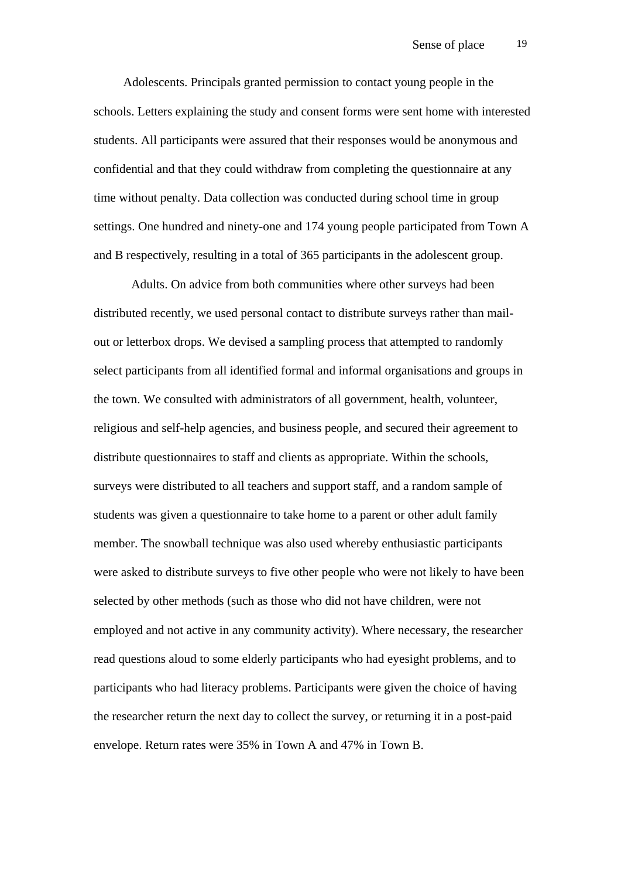Adolescents. Principals granted permission to contact young people in the schools. Letters explaining the study and consent forms were sent home with interested students. All participants were assured that their responses would be anonymous and confidential and that they could withdraw from completing the questionnaire at any time without penalty. Data collection was conducted during school time in group settings. One hundred and ninety-one and 174 young people participated from Town A and B respectively, resulting in a total of 365 participants in the adolescent group.

Adults. On advice from both communities where other surveys had been distributed recently, we used personal contact to distribute surveys rather than mail-out or letterbox drops. We devised a sampling process that attempted to randomly select participants from all identified formal and informal organisations and groups in the town. We consulted with administrators of all government, health, volunteer, religious and self-help agencies, and business people, and secured their agreement to distribute questionnaires to staff and clients as appropriate. Within the schools, surveys were distributed to all teachers and support staff, and a random sample of students was given a questionnaire to take home to a parent or other adult family member. The snowball technique was also used whereby enthusiastic participants were asked to distribute surveys to five other people who were not likely to have been selected by other methods (such as those who did not have children, were not employed and not active in any community activity). Where necessary, the researcher read questions aloud to some elderly participants who had eyesight problems, and to participants who had literacy problems. Participants were given the choice of having the researcher return the next day to collect the survey, or returning it in a post-paid envelope. Return rates were 35% in Town A and 47% in Town B.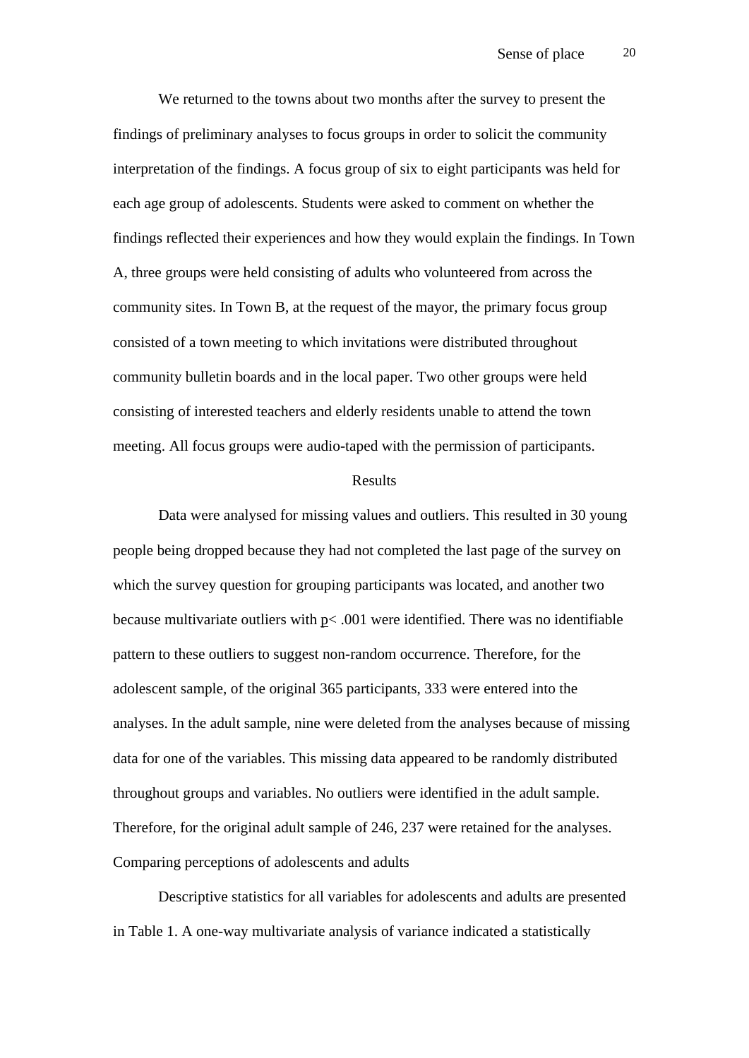We returned to the towns about two months after the survey to present the findings of preliminary analyses to focus groups in order to solicit the community interpretation of the findings. A focus group of six to eight participants was held for each age group of adolescents. Students were asked to comment on whether the findings reflected their experiences and how they would explain the findings. In Town A, three groups were held consisting of adults who volunteered from across the community sites. In Town B, at the request of the mayor, the primary focus group consisted of a town meeting to which invitations were distributed throughout community bulletin boards and in the local paper. Two other groups were held consisting of interested teachers and elderly residents unable to attend the town meeting. All focus groups were audio-taped with the permission of participants.

## Results

Data were analysed for missing values and outliers. This resulted in 30 young people being dropped because they had not completed the last page of the survey on which the survey question for grouping participants was located, and another two because multivariate outliers with $p < .001$ were identified. There was no identifiable pattern to these outliers to suggest non-random occurrence. Therefore, for the adolescent sample, of the original 365 participants, 333 were entered into the analyses. In the adult sample, nine were deleted from the analyses because of missing data for one of the variables. This missing data appeared to be randomly distributed throughout groups and variables. No outliers were identified in the adult sample. Therefore, for the original adult sample of 246, 237 were retained for the analyses.

### Comparing perceptions of adolescents and adults

Descriptive statistics for all variables for adolescents and adults are presented in Table 1. A one-way multivariate analysis of variance indicated a statistically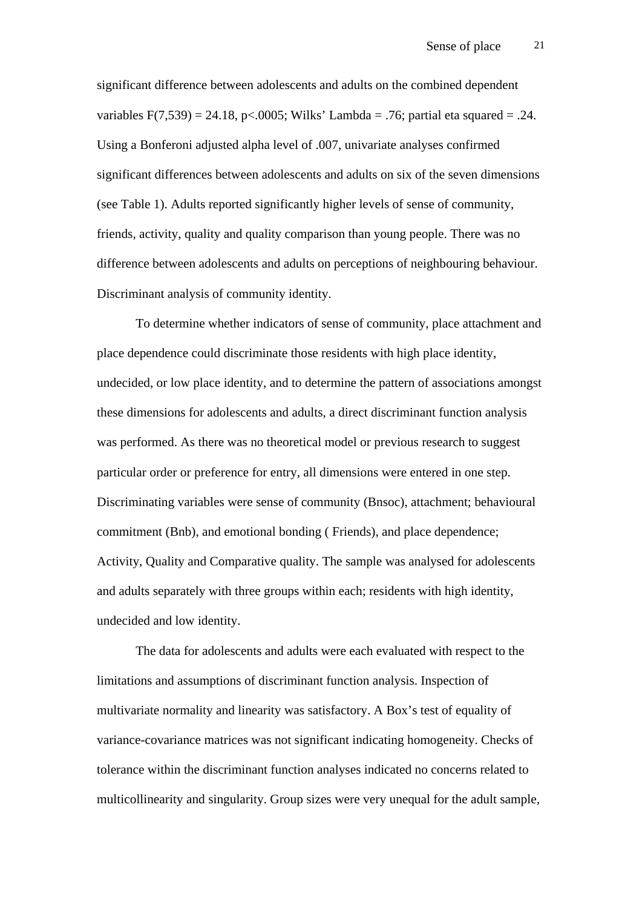significant difference between adolescents and adults on the combined dependent variables $F(7,539) = 24.18$, $p<.0005$; Wilks' Lambda = .76; partial eta squared = .24. Using a Bonferoni adjusted alpha level of .007, univariate analyses confirmed significant differences between adolescents and adults on six of the seven dimensions (see Table 1). Adults reported significantly higher levels of sense of community, friends, activity, quality and quality comparison than young people. There was no difference between adolescents and adults on perceptions of neighbouring behaviour.

Discriminant analysis of community identity.

To determine whether indicators of sense of community, place attachment and place dependence could discriminate those residents with high place identity, undecided, or low place identity, and to determine the pattern of associations amongst these dimensions for adolescents and adults, a direct discriminant function analysis was performed. As there was no theoretical model or previous research to suggest particular order or preference for entry, all dimensions were entered in one step. Discriminating variables were sense of community (Bnsoc), attachment; behavioural commitment (Bnb), and emotional bonding ( Friends), and place dependence; Activity, Quality and Comparative quality. The sample was analysed for adolescents and adults separately with three groups within each; residents with high identity, undecided and low identity.

The data for adolescents and adults were each evaluated with respect to the limitations and assumptions of discriminant function analysis. Inspection of multivariate normality and linearity was satisfactory. A Box's test of equality of variance-covariance matrices was not significant indicating homogeneity. Checks of tolerance within the discriminant function analyses indicated no concerns related to multicollinearity and singularity. Group sizes were very unequal for the adult sample,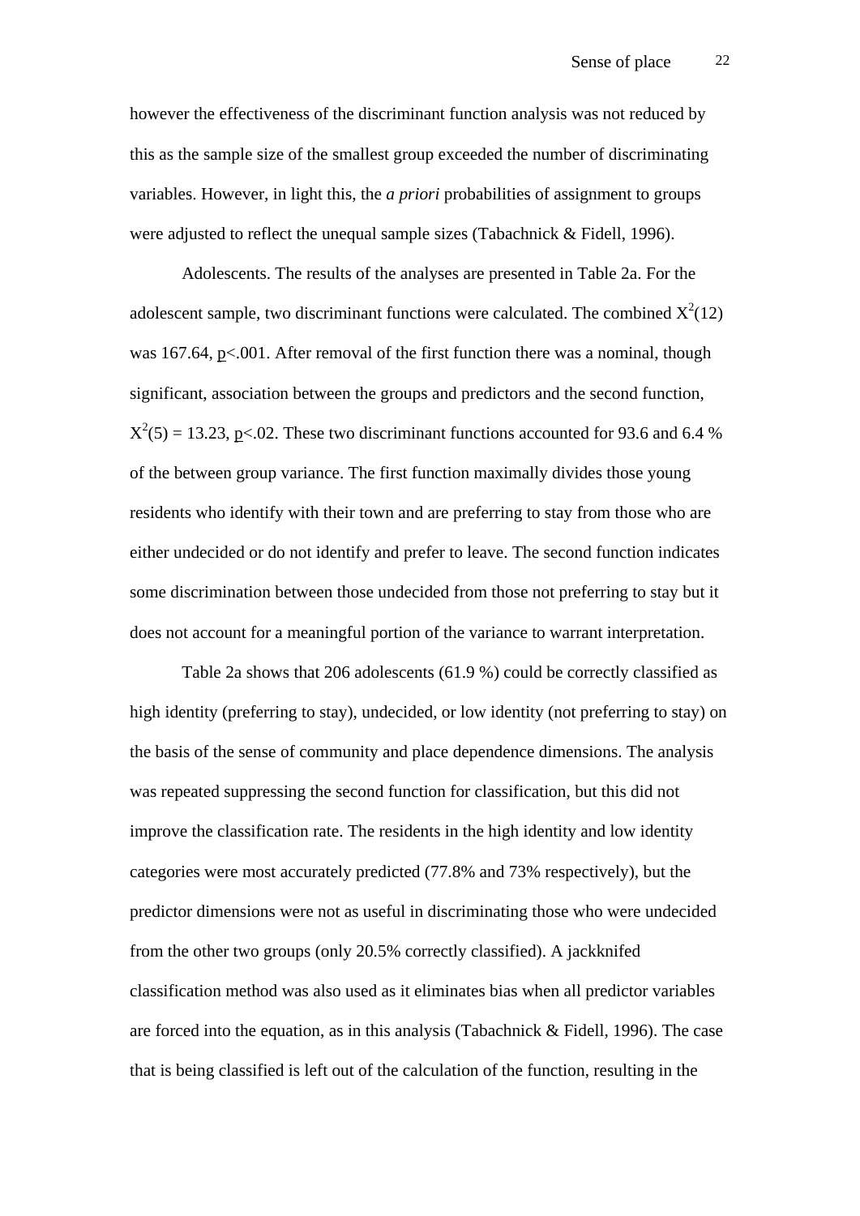however the effectiveness of the discriminant function analysis was not reduced by this as the sample size of the smallest group exceeded the number of discriminating variables. However, in light this, the *a priori* probabilities of assignment to groups were adjusted to reflect the unequal sample sizes (Tabachnick & Fidell, 1996).

Adolescents. The results of the analyses are presented in Table 2a. For the adolescent sample, two discriminant functions were calculated. The combined $X^2(12)$ was 167.64, $p<.001$. After removal of the first function there was a nominal, though significant, association between the groups and predictors and the second function, $X^2(5) = 13.23$, $p<.02$. These two discriminant functions accounted for 93.6 and 6.4 % of the between group variance. The first function maximally divides those young residents who identify with their town and are preferring to stay from those who are either undecided or do not identify and prefer to leave. The second function indicates some discrimination between those undecided from those not preferring to stay but it does not account for a meaningful portion of the variance to warrant interpretation.

Table 2a shows that 206 adolescents (61.9 %) could be correctly classified as high identity (preferring to stay), undecided, or low identity (not preferring to stay) on the basis of the sense of community and place dependence dimensions. The analysis was repeated suppressing the second function for classification, but this did not improve the classification rate. The residents in the high identity and low identity categories were most accurately predicted (77.8% and 73% respectively), but the predictor dimensions were not as useful in discriminating those who were undecided from the other two groups (only 20.5% correctly classified). A jackknifed classification method was also used as it eliminates bias when all predictor variables are forced into the equation, as in this analysis (Tabachnick & Fidell, 1996). The case that is being classified is left out of the calculation of the function, resulting in the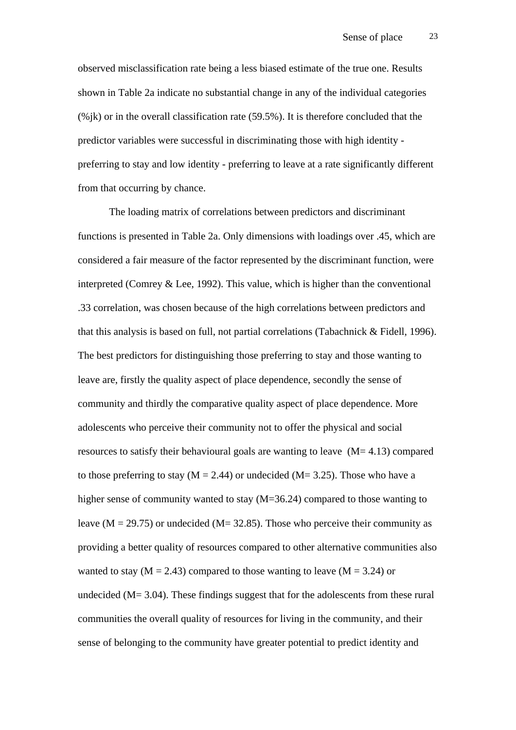observed misclassification rate being a less biased estimate of the true one. Results shown in Table 2a indicate no substantial change in any of the individual categories (%jk) or in the overall classification rate (59.5%). It is therefore concluded that the predictor variables were successful in discriminating those with high identity - preferring to stay and low identity - preferring to leave at a rate significantly different from that occurring by chance.

The loading matrix of correlations between predictors and discriminant functions is presented in Table 2a. Only dimensions with loadings over .45, which are considered a fair measure of the factor represented by the discriminant function, were interpreted (Comrey & Lee, 1992). This value, which is higher than the conventional .33 correlation, was chosen because of the high correlations between predictors and that this analysis is based on full, not partial correlations (Tabachnick & Fidell, 1996). The best predictors for distinguishing those preferring to stay and those wanting to leave are, firstly the quality aspect of place dependence, secondly the sense of community and thirdly the comparative quality aspect of place dependence. More adolescents who perceive their community not to offer the physical and social resources to satisfy their behavioural goals are wanting to leave  ($M = 4.13$) compared to those preferring to stay ($M = 2.44$) or undecided ($M = 3.25$). Those who have a higher sense of community wanted to stay ($M = 36.24$) compared to those wanting to leave ($M = 29.75$) or undecided ($M = 32.85$). Those who perceive their community as providing a better quality of resources compared to other alternative communities also wanted to stay ($M = 2.43$) compared to those wanting to leave ($M = 3.24$) or undecided ($M = 3.04$). These findings suggest that for the adolescents from these rural communities the overall quality of resources for living in the community, and their sense of belonging to the community have greater potential to predict identity and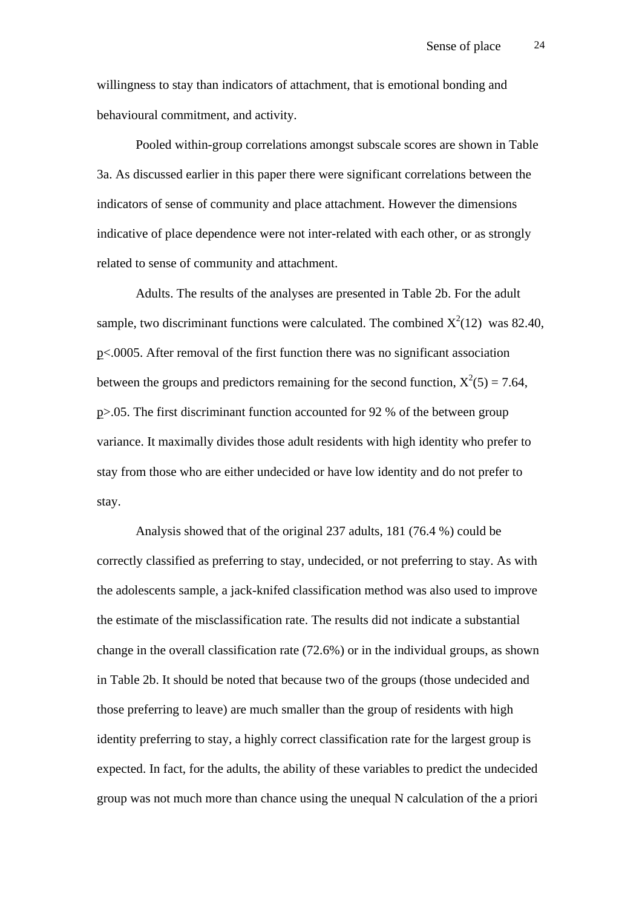willingness to stay than indicators of attachment, that is emotional bonding and behavioural commitment, and activity.

Pooled within-group correlations amongst subscale scores are shown in Table 3a. As discussed earlier in this paper there were significant correlations between the indicators of sense of community and place attachment. However the dimensions indicative of place dependence were not inter-related with each other, or as strongly related to sense of community and attachment.

Adults. The results of the analyses are presented in Table 2b. For the adult sample, two discriminant functions were calculated. The combined $X^2(12)$ was 82.40, $p<.0005$. After removal of the first function there was no significant association between the groups and predictors remaining for the second function, $X^2(5) = 7.64$, $p>.05$. The first discriminant function accounted for 92 % of the between group variance. It maximally divides those adult residents with high identity who prefer to stay from those who are either undecided or have low identity and do not prefer to stay.

Analysis showed that of the original 237 adults, 181 (76.4 %) could be correctly classified as preferring to stay, undecided, or not preferring to stay. As with the adolescents sample, a jack-knifed classification method was also used to improve the estimate of the misclassification rate. The results did not indicate a substantial change in the overall classification rate (72.6%) or in the individual groups, as shown in Table 2b. It should be noted that because two of the groups (those undecided and those preferring to leave) are much smaller than the group of residents with high identity preferring to stay, a highly correct classification rate for the largest group is expected. In fact, for the adults, the ability of these variables to predict the undecided group was not much more than chance using the unequal N calculation of the a priori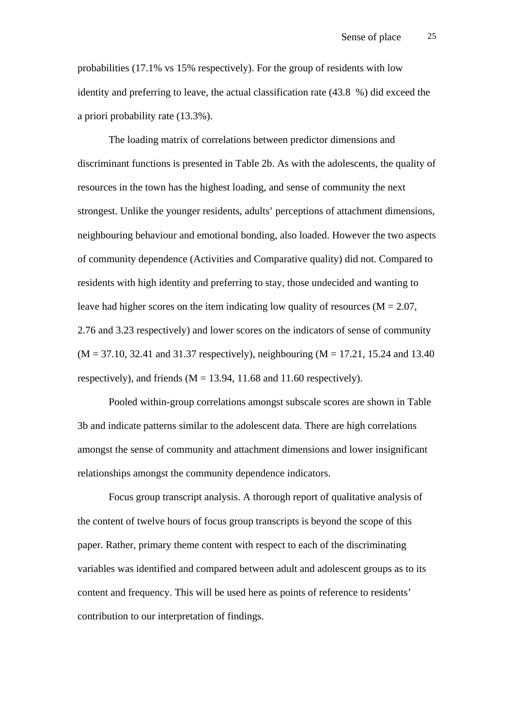probabilities (17.1% vs 15% respectively). For the group of residents with low identity and preferring to leave, the actual classification rate (43.8 %) did exceed the a priori probability rate (13.3%).

The loading matrix of correlations between predictor dimensions and discriminant functions is presented in Table 2b. As with the adolescents, the quality of resources in the town has the highest loading, and sense of community the next strongest. Unlike the younger residents, adults' perceptions of attachment dimensions, neighbouring behaviour and emotional bonding, also loaded. However the two aspects of community dependence (Activities and Comparative quality) did not. Compared to residents with high identity and preferring to stay, those undecided and wanting to leave had higher scores on the item indicating low quality of resources (M = 2.07, 2.76 and 3.23 respectively) and lower scores on the indicators of sense of community (M = 37.10, 32.41 and 31.37 respectively), neighbouring (M = 17.21, 15.24 and 13.40 respectively), and friends (M = 13.94, 11.68 and 11.60 respectively).

Pooled within-group correlations amongst subscale scores are shown in Table 3b and indicate patterns similar to the adolescent data. There are high correlations amongst the sense of community and attachment dimensions and lower insignificant relationships amongst the community dependence indicators.

Focus group transcript analysis. A thorough report of qualitative analysis of the content of twelve hours of focus group transcripts is beyond the scope of this paper. Rather, primary theme content with respect to each of the discriminating variables was identified and compared between adult and adolescent groups as to its content and frequency. This will be used here as points of reference to residents' contribution to our interpretation of findings.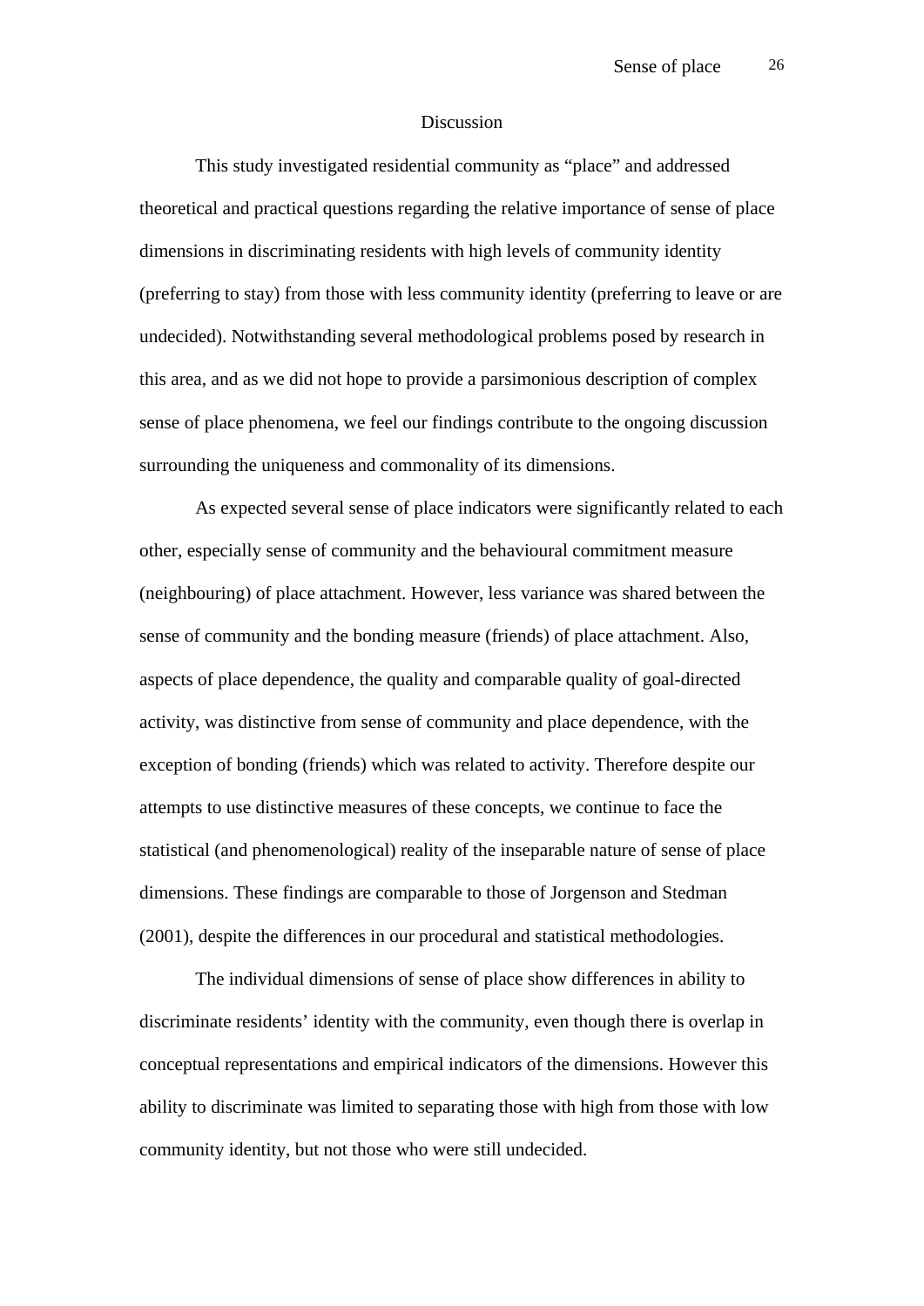## Discussion

This study investigated residential community as "place" and addressed theoretical and practical questions regarding the relative importance of sense of place dimensions in discriminating residents with high levels of community identity (preferring to stay) from those with less community identity (preferring to leave or are undecided). Notwithstanding several methodological problems posed by research in this area, and as we did not hope to provide a parsimonious description of complex sense of place phenomena, we feel our findings contribute to the ongoing discussion surrounding the uniqueness and commonality of its dimensions.

As expected several sense of place indicators were significantly related to each other, especially sense of community and the behavioural commitment measure (neighbouring) of place attachment. However, less variance was shared between the sense of community and the bonding measure (friends) of place attachment. Also, aspects of place dependence, the quality and comparable quality of goal-directed activity, was distinctive from sense of community and place dependence, with the exception of bonding (friends) which was related to activity. Therefore despite our attempts to use distinctive measures of these concepts, we continue to face the statistical (and phenomenological) reality of the inseparable nature of sense of place dimensions. These findings are comparable to those of Jorgenson and Stedman (2001), despite the differences in our procedural and statistical methodologies.

The individual dimensions of sense of place show differences in ability to discriminate residents' identity with the community, even though there is overlap in conceptual representations and empirical indicators of the dimensions. However this ability to discriminate was limited to separating those with high from those with low community identity, but not those who were still undecided.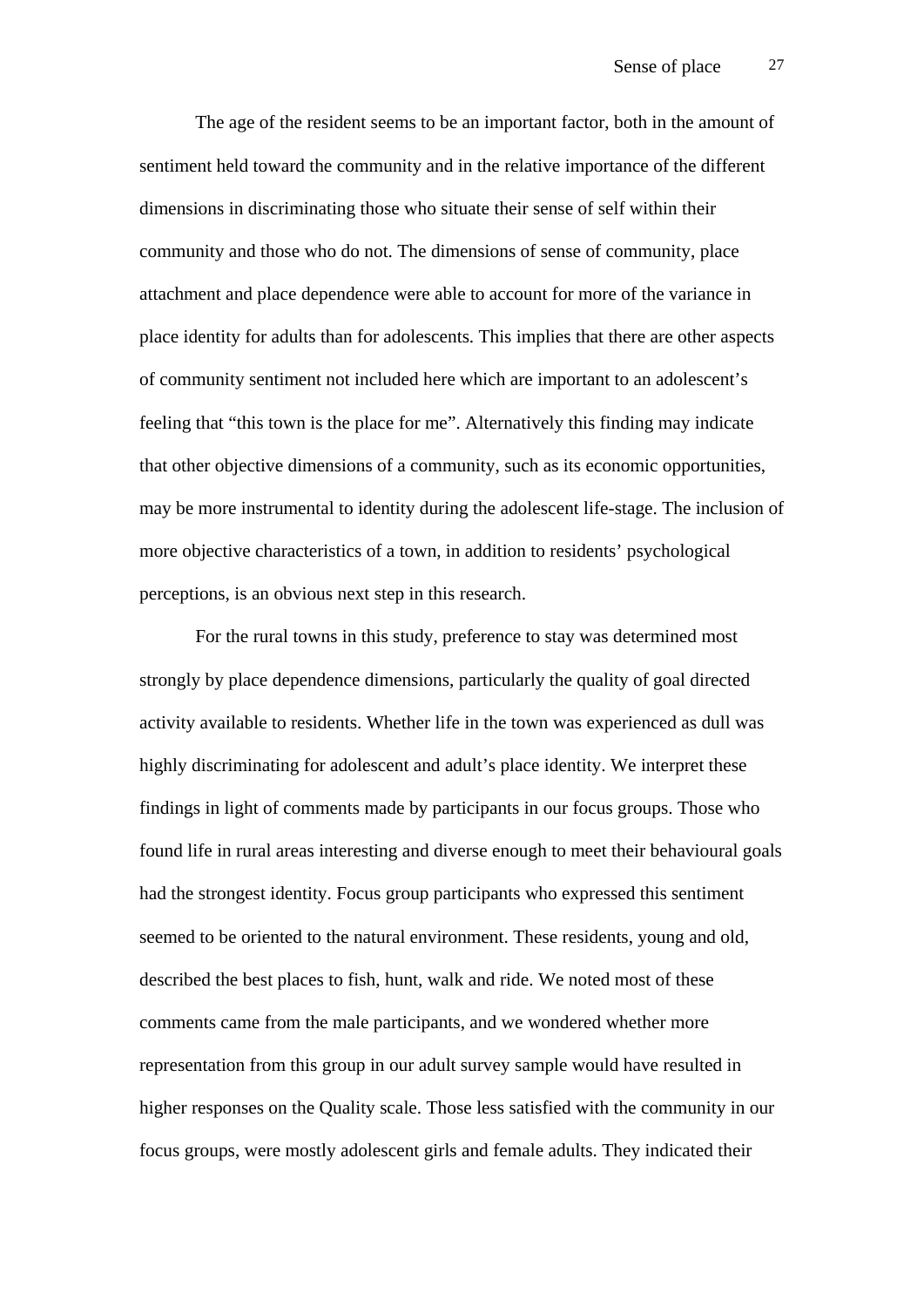The age of the resident seems to be an important factor, both in the amount of sentiment held toward the community and in the relative importance of the different dimensions in discriminating those who situate their sense of self within their community and those who do not. The dimensions of sense of community, place attachment and place dependence were able to account for more of the variance in place identity for adults than for adolescents. This implies that there are other aspects of community sentiment not included here which are important to an adolescent's feeling that "this town is the place for me". Alternatively this finding may indicate that other objective dimensions of a community, such as its economic opportunities, may be more instrumental to identity during the adolescent life-stage. The inclusion of more objective characteristics of a town, in addition to residents' psychological perceptions, is an obvious next step in this research.

For the rural towns in this study, preference to stay was determined most strongly by place dependence dimensions, particularly the quality of goal directed activity available to residents. Whether life in the town was experienced as dull was highly discriminating for adolescent and adult's place identity. We interpret these findings in light of comments made by participants in our focus groups. Those who found life in rural areas interesting and diverse enough to meet their behavioural goals had the strongest identity. Focus group participants who expressed this sentiment seemed to be oriented to the natural environment. These residents, young and old, described the best places to fish, hunt, walk and ride. We noted most of these comments came from the male participants, and we wondered whether more representation from this group in our adult survey sample would have resulted in higher responses on the Quality scale. Those less satisfied with the community in our focus groups, were mostly adolescent girls and female adults. They indicated their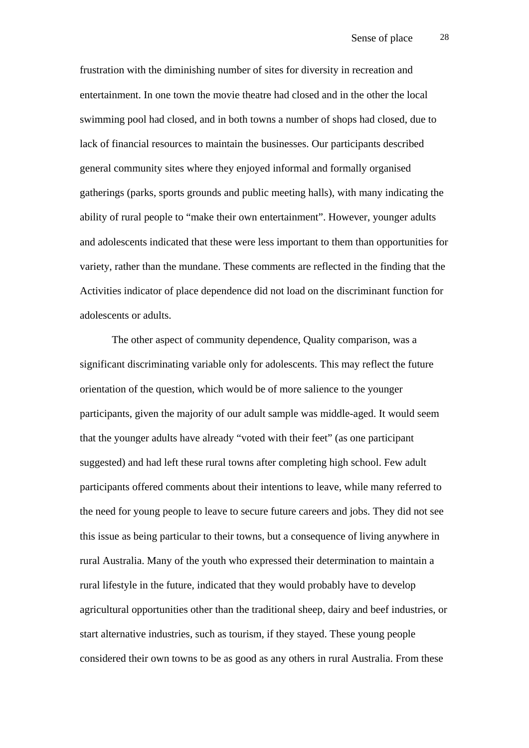frustration with the diminishing number of sites for diversity in recreation and entertainment. In one town the movie theatre had closed and in the other the local swimming pool had closed, and in both towns a number of shops had closed, due to lack of financial resources to maintain the businesses. Our participants described general community sites where they enjoyed informal and formally organised gatherings (parks, sports grounds and public meeting halls), with many indicating the ability of rural people to "make their own entertainment". However, younger adults and adolescents indicated that these were less important to them than opportunities for variety, rather than the mundane. These comments are reflected in the finding that the Activities indicator of place dependence did not load on the discriminant function for adolescents or adults.

The other aspect of community dependence, Quality comparison, was a significant discriminating variable only for adolescents. This may reflect the future orientation of the question, which would be of more salience to the younger participants, given the majority of our adult sample was middle-aged. It would seem that the younger adults have already "voted with their feet" (as one participant suggested) and had left these rural towns after completing high school. Few adult participants offered comments about their intentions to leave, while many referred to the need for young people to leave to secure future careers and jobs. They did not see this issue as being particular to their towns, but a consequence of living anywhere in rural Australia. Many of the youth who expressed their determination to maintain a rural lifestyle in the future, indicated that they would probably have to develop agricultural opportunities other than the traditional sheep, dairy and beef industries, or start alternative industries, such as tourism, if they stayed. These young people considered their own towns to be as good as any others in rural Australia. From these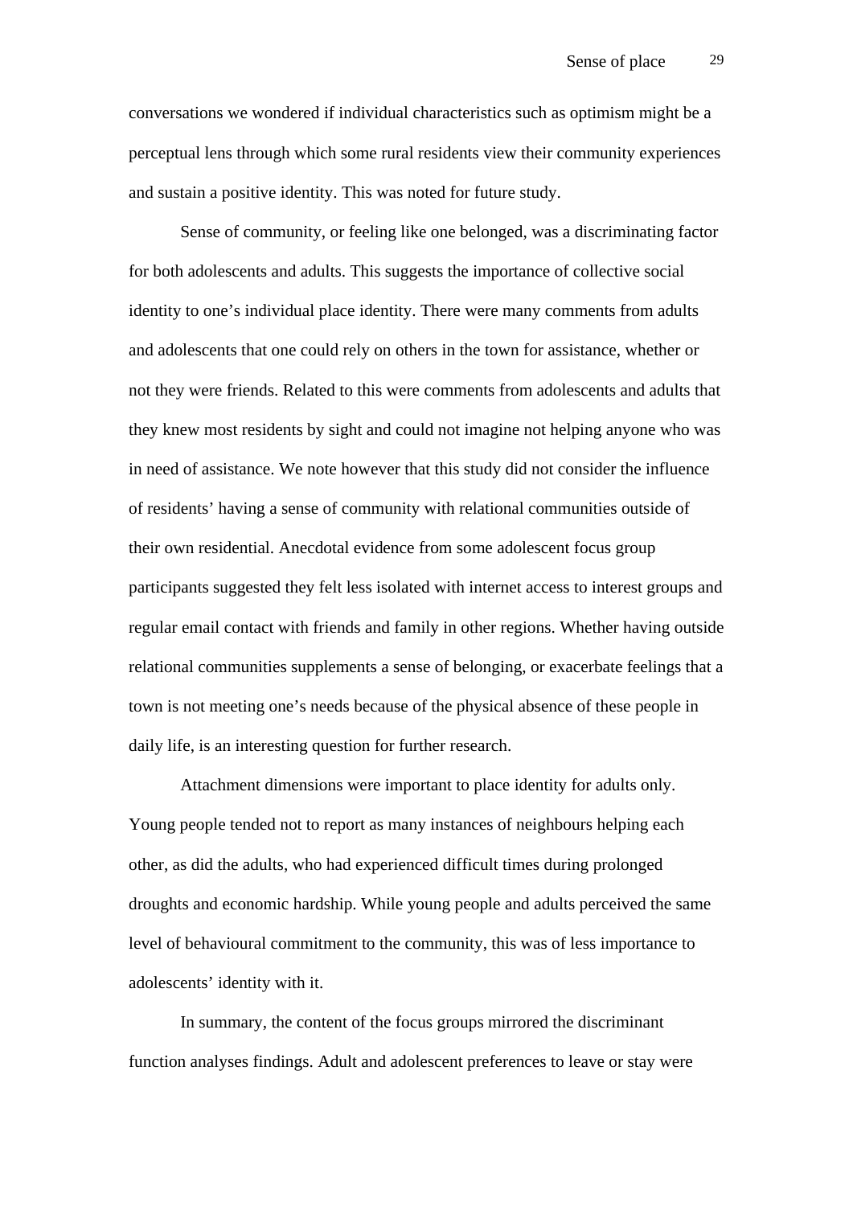conversations we wondered if individual characteristics such as optimism might be a perceptual lens through which some rural residents view their community experiences and sustain a positive identity. This was noted for future study.

Sense of community, or feeling like one belonged, was a discriminating factor for both adolescents and adults. This suggests the importance of collective social identity to one's individual place identity. There were many comments from adults and adolescents that one could rely on others in the town for assistance, whether or not they were friends. Related to this were comments from adolescents and adults that they knew most residents by sight and could not imagine not helping anyone who was in need of assistance. We note however that this study did not consider the influence of residents' having a sense of community with relational communities outside of their own residential. Anecdotal evidence from some adolescent focus group participants suggested they felt less isolated with internet access to interest groups and regular email contact with friends and family in other regions. Whether having outside relational communities supplements a sense of belonging, or exacerbate feelings that a town is not meeting one's needs because of the physical absence of these people in daily life, is an interesting question for further research.

Attachment dimensions were important to place identity for adults only. Young people tended not to report as many instances of neighbours helping each other, as did the adults, who had experienced difficult times during prolonged droughts and economic hardship. While young people and adults perceived the same level of behavioural commitment to the community, this was of less importance to adolescents' identity with it.

In summary, the content of the focus groups mirrored the discriminant function analyses findings. Adult and adolescent preferences to leave or stay were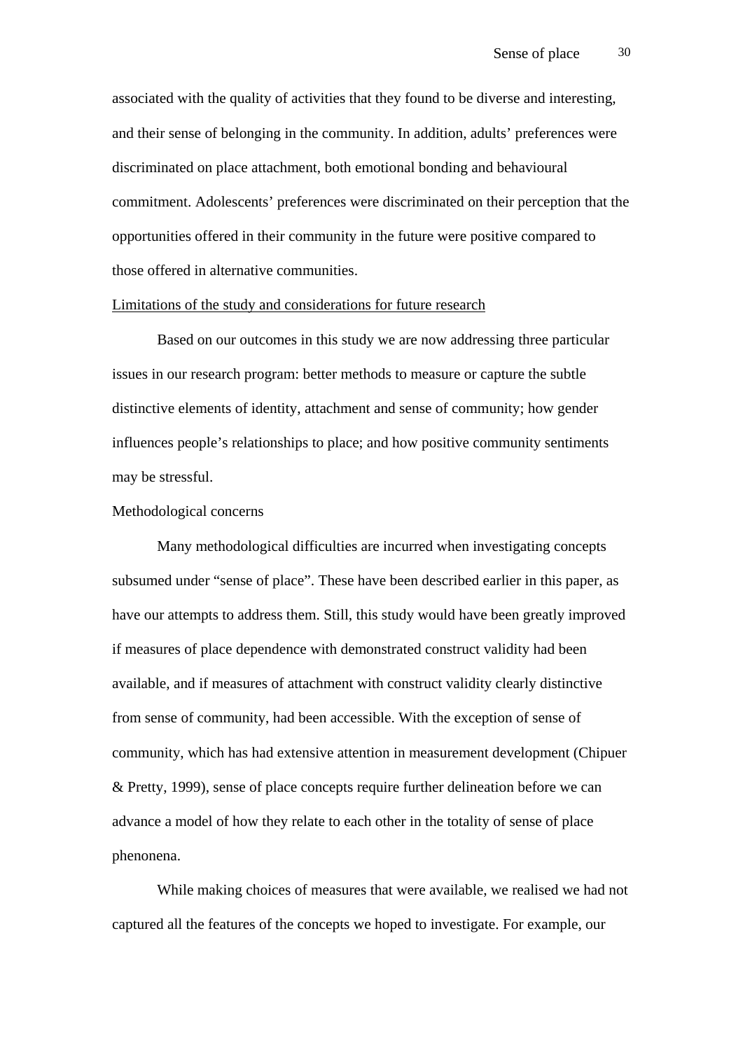associated with the quality of activities that they found to be diverse and interesting, and their sense of belonging in the community. In addition, adults' preferences were discriminated on place attachment, both emotional bonding and behavioural commitment. Adolescents' preferences were discriminated on their perception that the opportunities offered in their community in the future were positive compared to those offered in alternative communities.

## Limitations of the study and considerations for future research

Based on our outcomes in this study we are now addressing three particular issues in our research program: better methods to measure or capture the subtle distinctive elements of identity, attachment and sense of community; how gender influences people's relationships to place; and how positive community sentiments may be stressful.

### Methodological concerns

Many methodological difficulties are incurred when investigating concepts subsumed under "sense of place". These have been described earlier in this paper, as have our attempts to address them. Still, this study would have been greatly improved if measures of place dependence with demonstrated construct validity had been available, and if measures of attachment with construct validity clearly distinctive from sense of community, had been accessible. With the exception of sense of community, which has had extensive attention in measurement development (Chipuer & Pretty, 1999), sense of place concepts require further delineation before we can advance a model of how they relate to each other in the totality of sense of place phenonena.

While making choices of measures that were available, we realised we had not captured all the features of the concepts we hoped to investigate. For example, our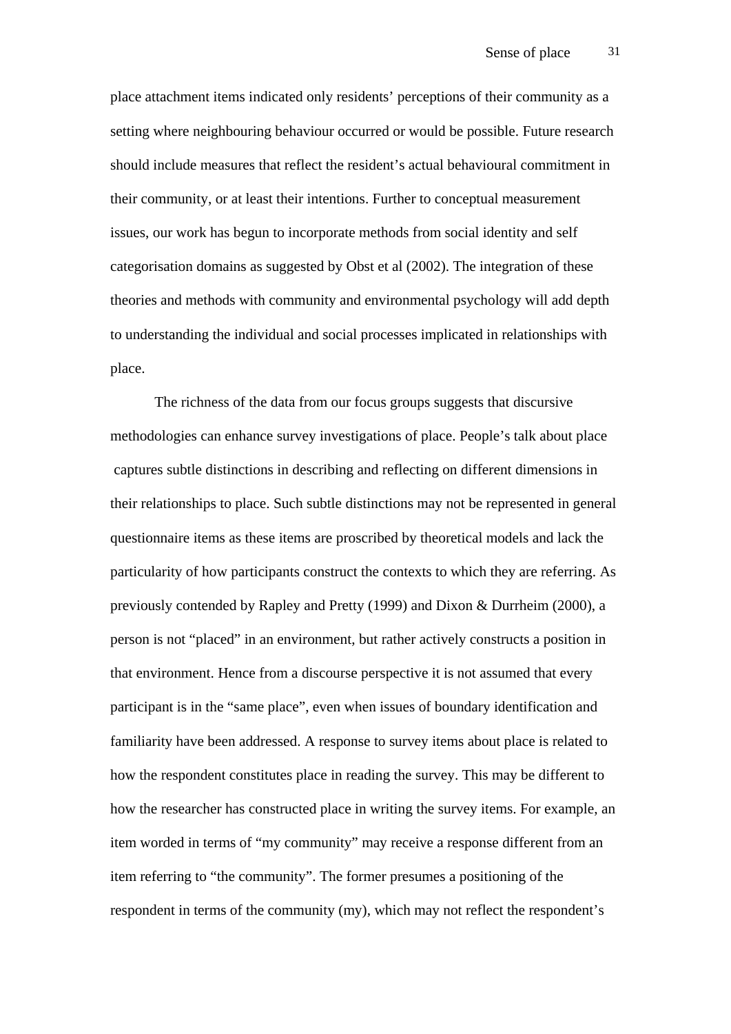place attachment items indicated only residents' perceptions of their community as a setting where neighbouring behaviour occurred or would be possible. Future research should include measures that reflect the resident's actual behavioural commitment in their community, or at least their intentions. Further to conceptual measurement issues, our work has begun to incorporate methods from social identity and self categorisation domains as suggested by Obst et al (2002). The integration of these theories and methods with community and environmental psychology will add depth to understanding the individual and social processes implicated in relationships with place.

The richness of the data from our focus groups suggests that discursive methodologies can enhance survey investigations of place. People's talk about place captures subtle distinctions in describing and reflecting on different dimensions in their relationships to place. Such subtle distinctions may not be represented in general questionnaire items as these items are proscribed by theoretical models and lack the particularity of how participants construct the contexts to which they are referring. As previously contended by Rapley and Pretty (1999) and Dixon & Durrheim (2000), a person is not "placed" in an environment, but rather actively constructs a position in that environment. Hence from a discourse perspective it is not assumed that every participant is in the "same place", even when issues of boundary identification and familiarity have been addressed. A response to survey items about place is related to how the respondent constitutes place in reading the survey. This may be different to how the researcher has constructed place in writing the survey items. For example, an item worded in terms of "my community" may receive a response different from an item referring to "the community". The former presumes a positioning of the respondent in terms of the community (my), which may not reflect the respondent's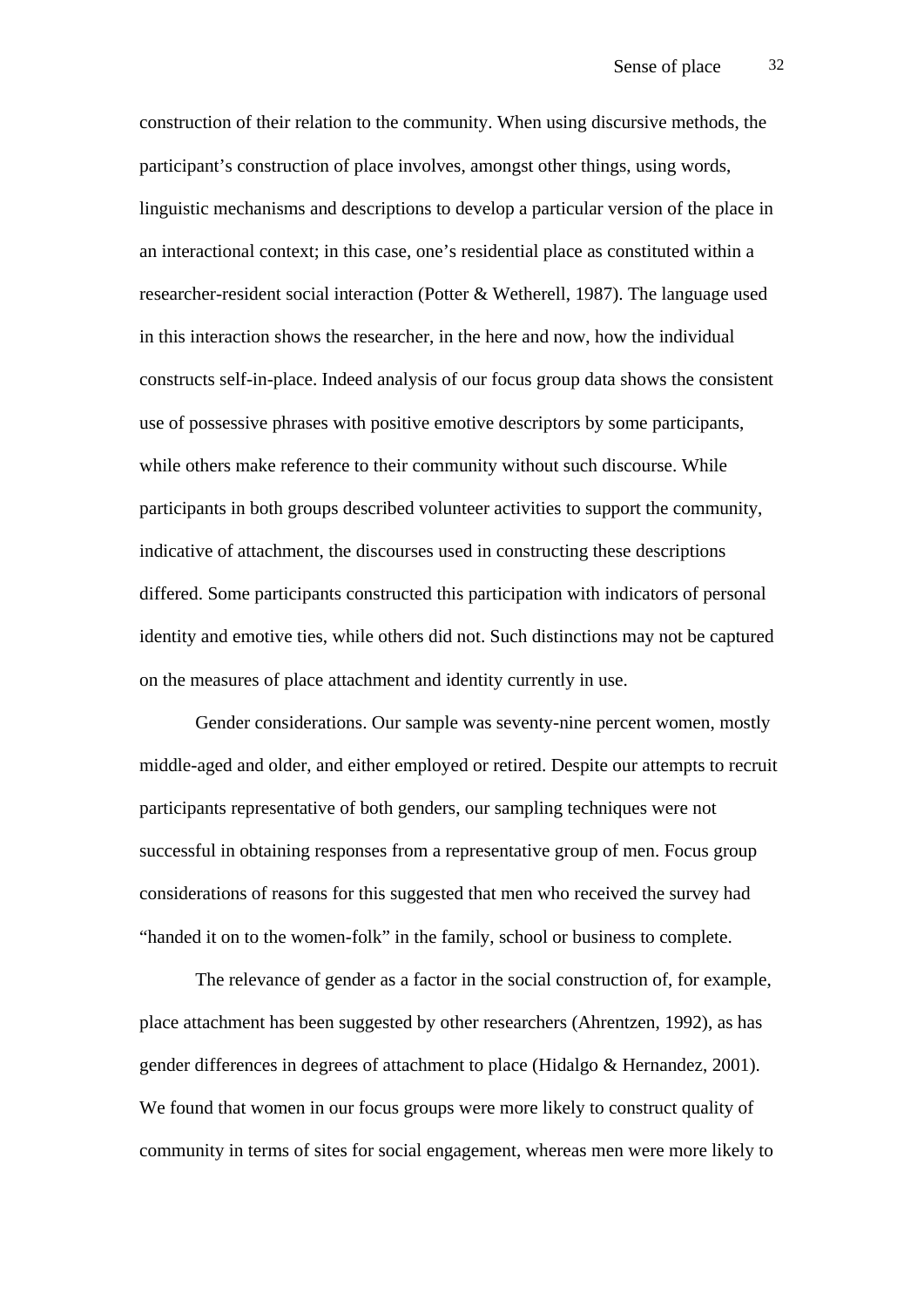construction of their relation to the community. When using discursive methods, the participant's construction of place involves, amongst other things, using words, linguistic mechanisms and descriptions to develop a particular version of the place in an interactional context; in this case, one's residential place as constituted within a researcher-resident social interaction (Potter & Wetherell, 1987). The language used in this interaction shows the researcher, in the here and now, how the individual constructs self-in-place. Indeed analysis of our focus group data shows the consistent use of possessive phrases with positive emotive descriptors by some participants, while others make reference to their community without such discourse. While participants in both groups described volunteer activities to support the community, indicative of attachment, the discourses used in constructing these descriptions differed. Some participants constructed this participation with indicators of personal identity and emotive ties, while others did not. Such distinctions may not be captured on the measures of place attachment and identity currently in use.

Gender considerations. Our sample was seventy-nine percent women, mostly middle-aged and older, and either employed or retired. Despite our attempts to recruit participants representative of both genders, our sampling techniques were not successful in obtaining responses from a representative group of men. Focus group considerations of reasons for this suggested that men who received the survey had "handed it on to the women-folk" in the family, school or business to complete.

The relevance of gender as a factor in the social construction of, for example, place attachment has been suggested by other researchers (Ahrentzen, 1992), as has gender differences in degrees of attachment to place (Hidalgo & Hernandez, 2001). We found that women in our focus groups were more likely to construct quality of community in terms of sites for social engagement, whereas men were more likely to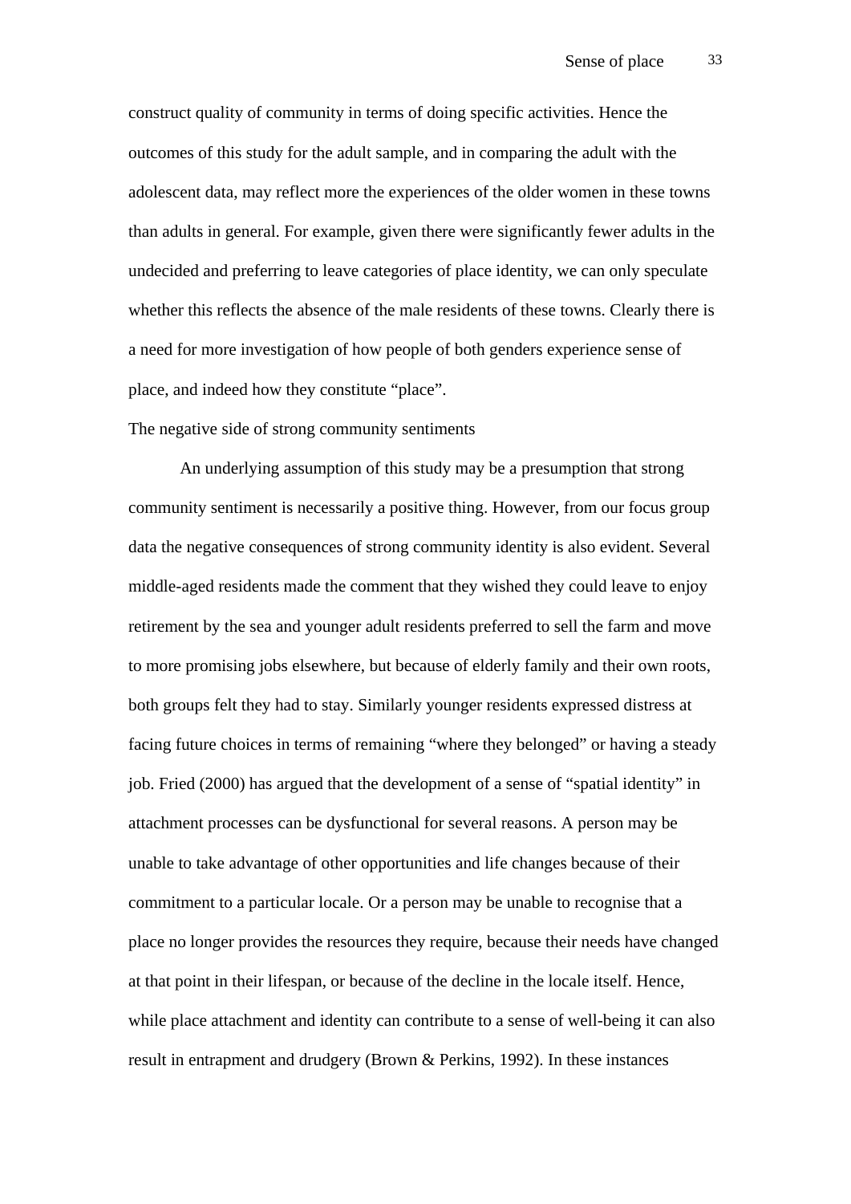construct quality of community in terms of doing specific activities. Hence the outcomes of this study for the adult sample, and in comparing the adult with the adolescent data, may reflect more the experiences of the older women in these towns than adults in general. For example, given there were significantly fewer adults in the undecided and preferring to leave categories of place identity, we can only speculate whether this reflects the absence of the male residents of these towns. Clearly there is a need for more investigation of how people of both genders experience sense of place, and indeed how they constitute "place".

## The negative side of strong community sentiments

An underlying assumption of this study may be a presumption that strong community sentiment is necessarily a positive thing. However, from our focus group data the negative consequences of strong community identity is also evident. Several middle-aged residents made the comment that they wished they could leave to enjoy retirement by the sea and younger adult residents preferred to sell the farm and move to more promising jobs elsewhere, but because of elderly family and their own roots, both groups felt they had to stay. Similarly younger residents expressed distress at facing future choices in terms of remaining "where they belonged" or having a steady job. Fried (2000) has argued that the development of a sense of "spatial identity" in attachment processes can be dysfunctional for several reasons. A person may be unable to take advantage of other opportunities and life changes because of their commitment to a particular locale. Or a person may be unable to recognise that a place no longer provides the resources they require, because their needs have changed at that point in their lifespan, or because of the decline in the locale itself. Hence, while place attachment and identity can contribute to a sense of well-being it can also result in entrapment and drudgery (Brown & Perkins, 1992). In these instances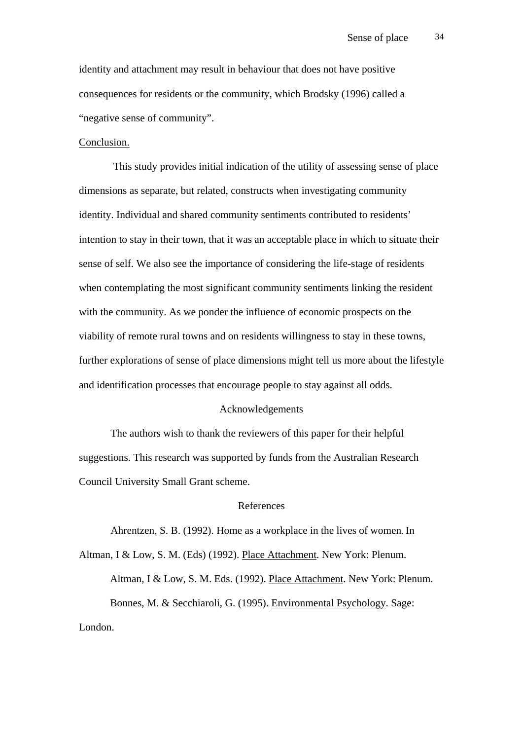identity and attachment may result in behaviour that does not have positive consequences for residents or the community, which Brodsky (1996) called a "negative sense of community".

Conclusion.

This study provides initial indication of the utility of assessing sense of place dimensions as separate, but related, constructs when investigating community identity. Individual and shared community sentiments contributed to residents' intention to stay in their town, that it was an acceptable place in which to situate their sense of self. We also see the importance of considering the life-stage of residents when contemplating the most significant community sentiments linking the resident with the community. As we ponder the influence of economic prospects on the viability of remote rural towns and on residents willingness to stay in these towns, further explorations of sense of place dimensions might tell us more about the lifestyle and identification processes that encourage people to stay against all odds.

## Acknowledgements

The authors wish to thank the reviewers of this paper for their helpful suggestions. This research was supported by funds from the Australian Research Council University Small Grant scheme.

## References

Ahrentzen, S. B. (1992). Home as a workplace in the lives of women. In Altman, I & Low, S. M. (Eds) (1992). Place Attachment. New York: Plenum.

Altman, I & Low, S. M. Eds. (1992). Place Attachment. New York: Plenum.

Bonnes, M. & Secchiaroli, G. (1995). Environmental Psychology. Sage: London.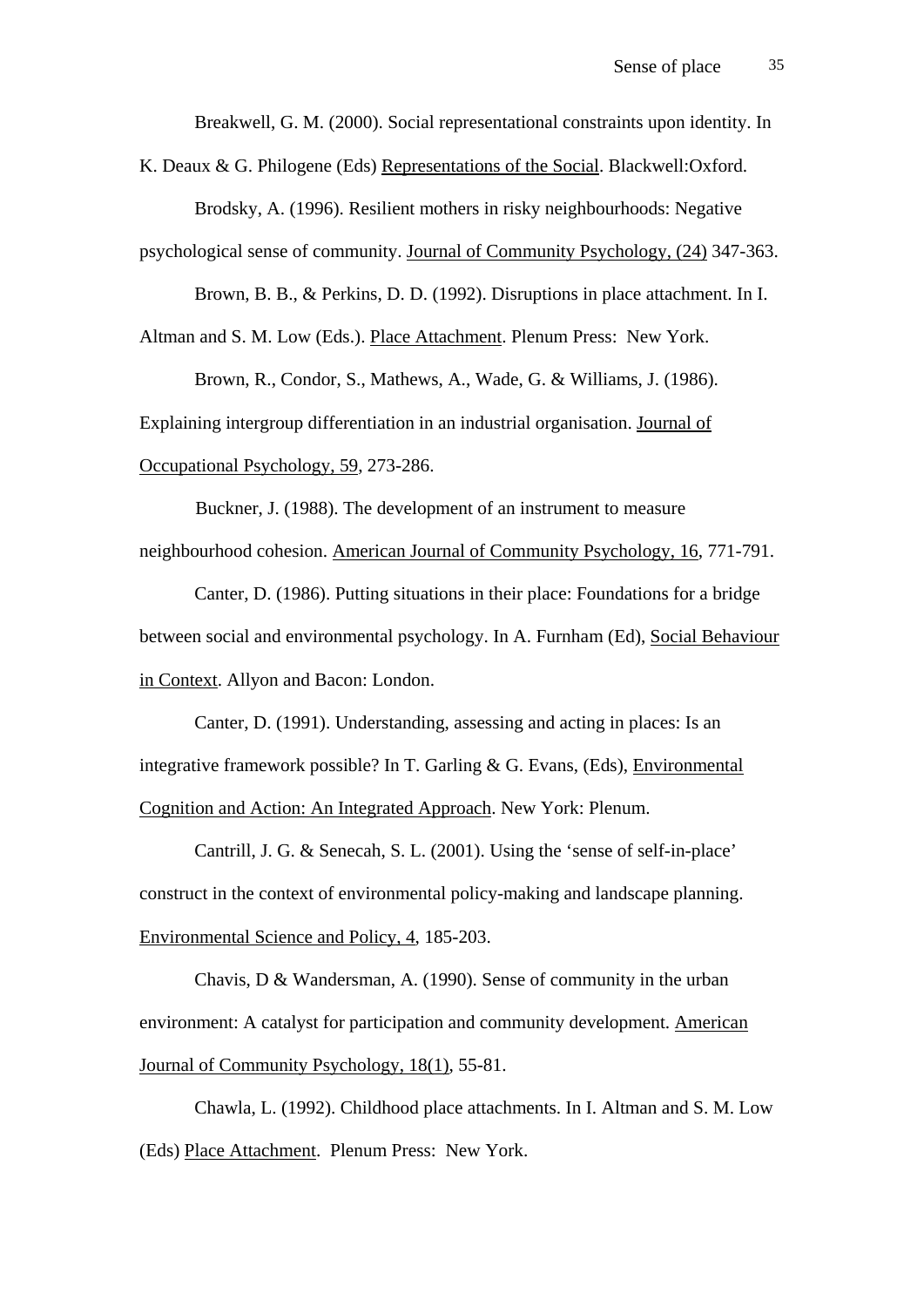Breakwell, G. M. (2000). Social representational constraints upon identity. In K. Deaux & G. Philogene (Eds) Representations of the Social. Blackwell:Oxford.

Brodsky, A. (1996). Resilient mothers in risky neighbourhoods: Negative psychological sense of community. Journal of Community Psychology, (24) 347-363.

Brown, B. B., & Perkins, D. D. (1992). Disruptions in place attachment. In I. Altman and S. M. Low (Eds.). Place Attachment. Plenum Press: New York.

Brown, R., Condor, S., Mathews, A., Wade, G. & Williams, J. (1986). Explaining intergroup differentiation in an industrial organisation. Journal of Occupational Psychology, 59, 273-286.

Buckner, J. (1988). The development of an instrument to measure neighbourhood cohesion. American Journal of Community Psychology, 16, 771-791.

Canter, D. (1986). Putting situations in their place: Foundations for a bridge between social and environmental psychology. In A. Furnham (Ed), Social Behaviour in Context. Allyon and Bacon: London.

Canter, D. (1991). Understanding, assessing and acting in places: Is an integrative framework possible? In T. Garling & G. Evans, (Eds), Environmental Cognition and Action: An Integrated Approach. New York: Plenum.

Cantrill, J. G. & Senecah, S. L. (2001). Using the 'sense of self-in-place' construct in the context of environmental policy-making and landscape planning. Environmental Science and Policy, 4, 185-203.

Chavis, D & Wandersman, A. (1990). Sense of community in the urban environment: A catalyst for participation and community development. American Journal of Community Psychology, 18(1), 55-81.

Chawla, L. (1992). Childhood place attachments. In I. Altman and S. M. Low (Eds) Place Attachment. Plenum Press: New York.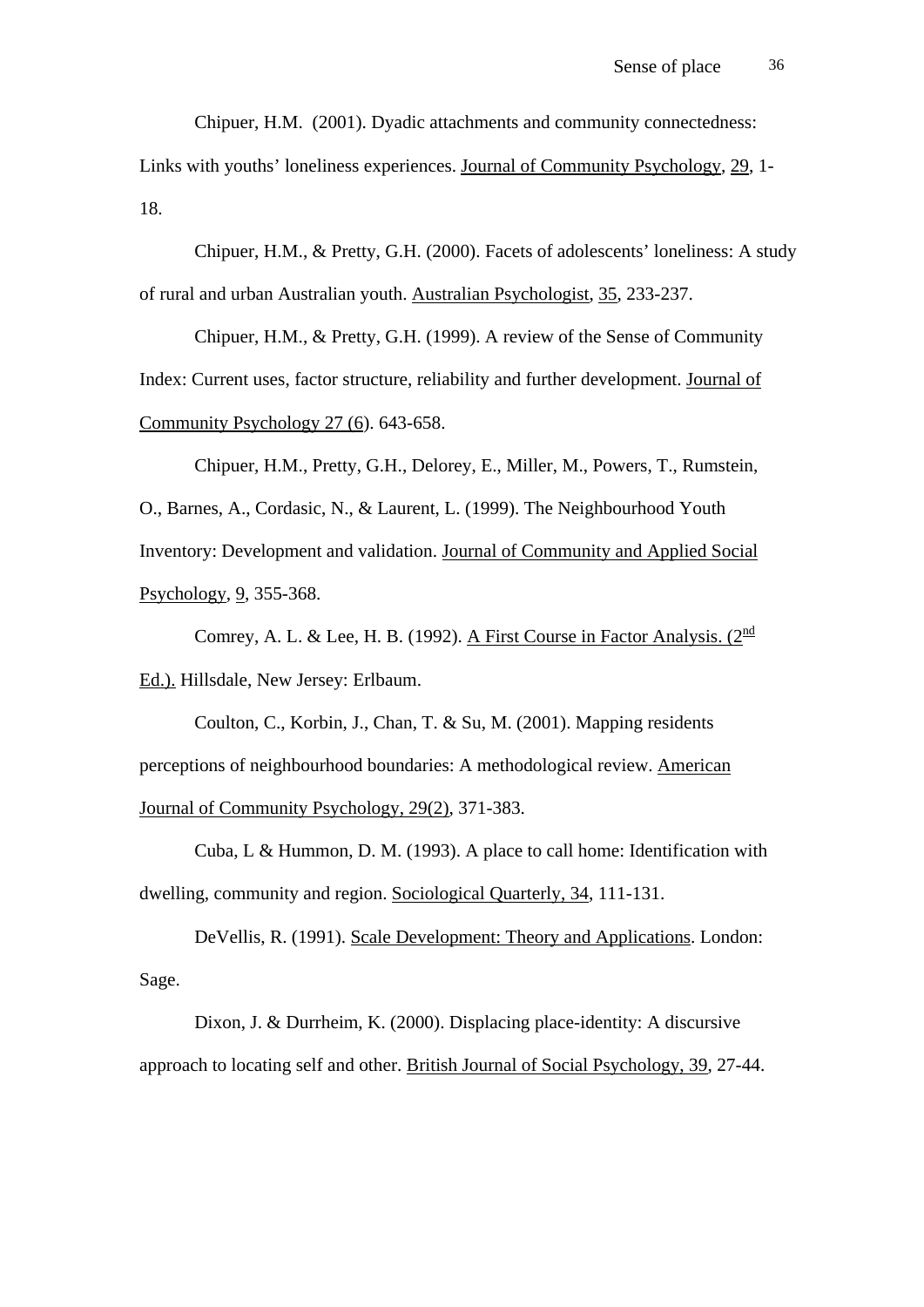Chipuer, H.M.  (2001). Dyadic attachments and community connectedness: Links with youths' loneliness experiences. Journal of Community Psychology, 29, 1-18.

Chipuer, H.M., & Pretty, G.H. (2000). Facets of adolescents' loneliness: A study of rural and urban Australian youth. Australian Psychologist, 35, 233-237.

Chipuer, H.M., & Pretty, G.H. (1999). A review of the Sense of Community Index: Current uses, factor structure, reliability and further development. Journal of Community Psychology 27 (6). 643-658.

Chipuer, H.M., Pretty, G.H., Delorey, E., Miller, M., Powers, T., Rumstein, O., Barnes, A., Cordasic, N., & Laurent, L. (1999). The Neighbourhood Youth Inventory: Development and validation. Journal of Community and Applied Social Psychology, 9, 355-368.

Comrey, A. L. & Lee, H. B. (1992). A First Course in Factor Analysis. (2nd Ed.). Hillsdale, New Jersey: Erlbaum.

Coulton, C., Korbin, J., Chan, T. & Su, M. (2001). Mapping residents perceptions of neighbourhood boundaries: A methodological review. American Journal of Community Psychology, 29(2), 371-383.

Cuba, L & Hummon, D. M. (1993). A place to call home: Identification with dwelling, community and region. Sociological Quarterly, 34, 111-131.

DeVellis, R. (1991). Scale Development: Theory and Applications. London: Sage.

Dixon, J. & Durrheim, K. (2000). Displacing place-identity: A discursive approach to locating self and other. British Journal of Social Psychology, 39, 27-44.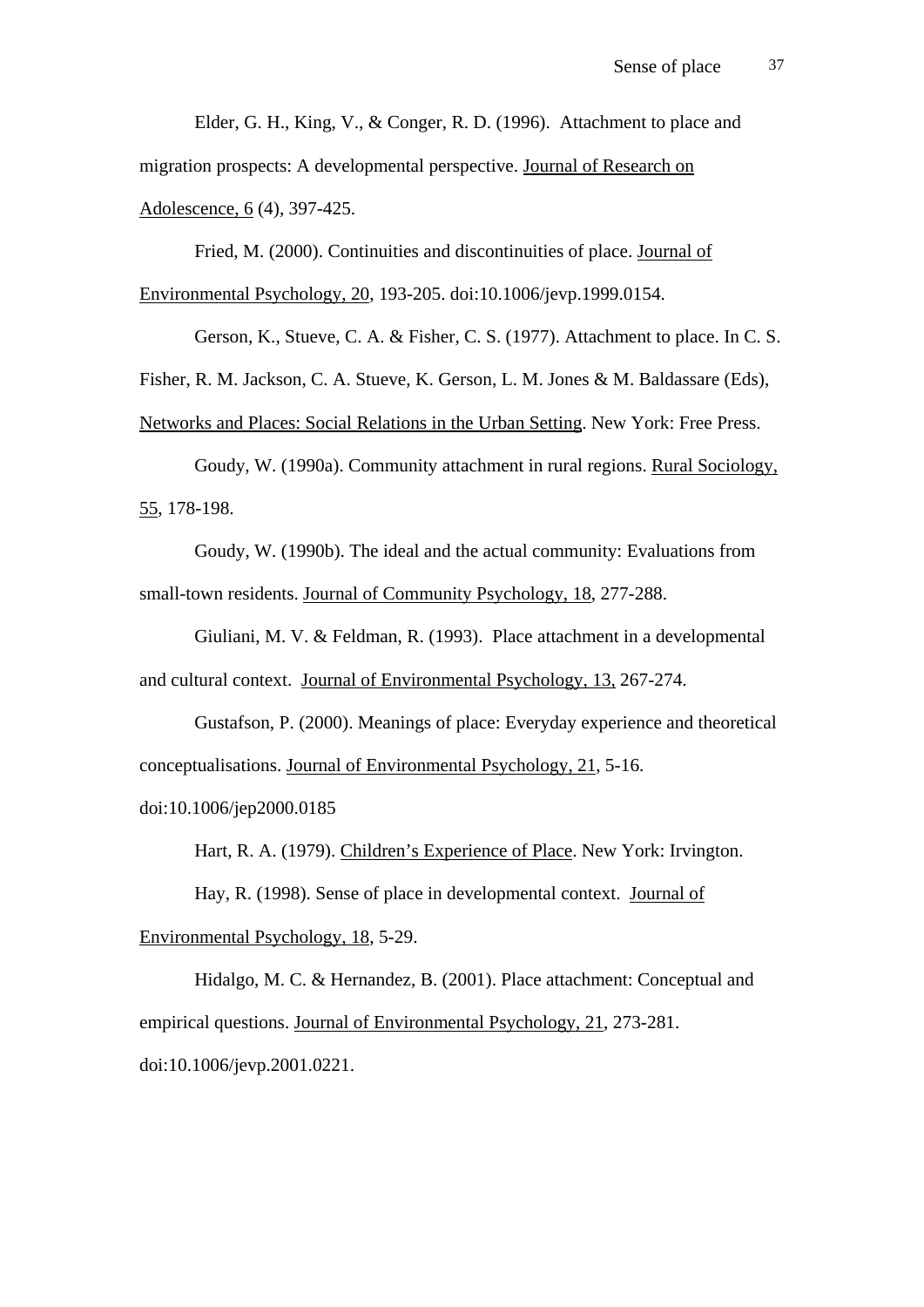Elder, G. H., King, V., & Conger, R. D. (1996). Attachment to place and migration prospects: A developmental perspective. Journal of Research on Adolescence, 6 (4), 397-425.

Fried, M. (2000). Continuities and discontinuities of place. Journal of Environmental Psychology, 20, 193-205. doi:10.1006/jevp.1999.0154.

Gerson, K., Stueve, C. A. & Fisher, C. S. (1977). Attachment to place. In C. S. Fisher, R. M. Jackson, C. A. Stueve, K. Gerson, L. M. Jones & M. Baldassare (Eds), Networks and Places: Social Relations in the Urban Setting. New York: Free Press.

Goudy, W. (1990a). Community attachment in rural regions. Rural Sociology, 55, 178-198.

Goudy, W. (1990b). The ideal and the actual community: Evaluations from small-town residents. Journal of Community Psychology, 18, 277-288.

Giuliani, M. V. & Feldman, R. (1993). Place attachment in a developmental and cultural context. Journal of Environmental Psychology, 13, 267-274.

Gustafson, P. (2000). Meanings of place: Everyday experience and theoretical conceptualisations. Journal of Environmental Psychology, 21, 5-16. doi:10.1006/jep2000.0185

Hart, R. A. (1979). Children's Experience of Place. New York: Irvington.

Hay, R. (1998). Sense of place in developmental context. Journal of Environmental Psychology, 18, 5-29.

Hidalgo, M. C. & Hernandez, B. (2001). Place attachment: Conceptual and empirical questions. Journal of Environmental Psychology, 21, 273-281. doi:10.1006/jevp.2001.0221.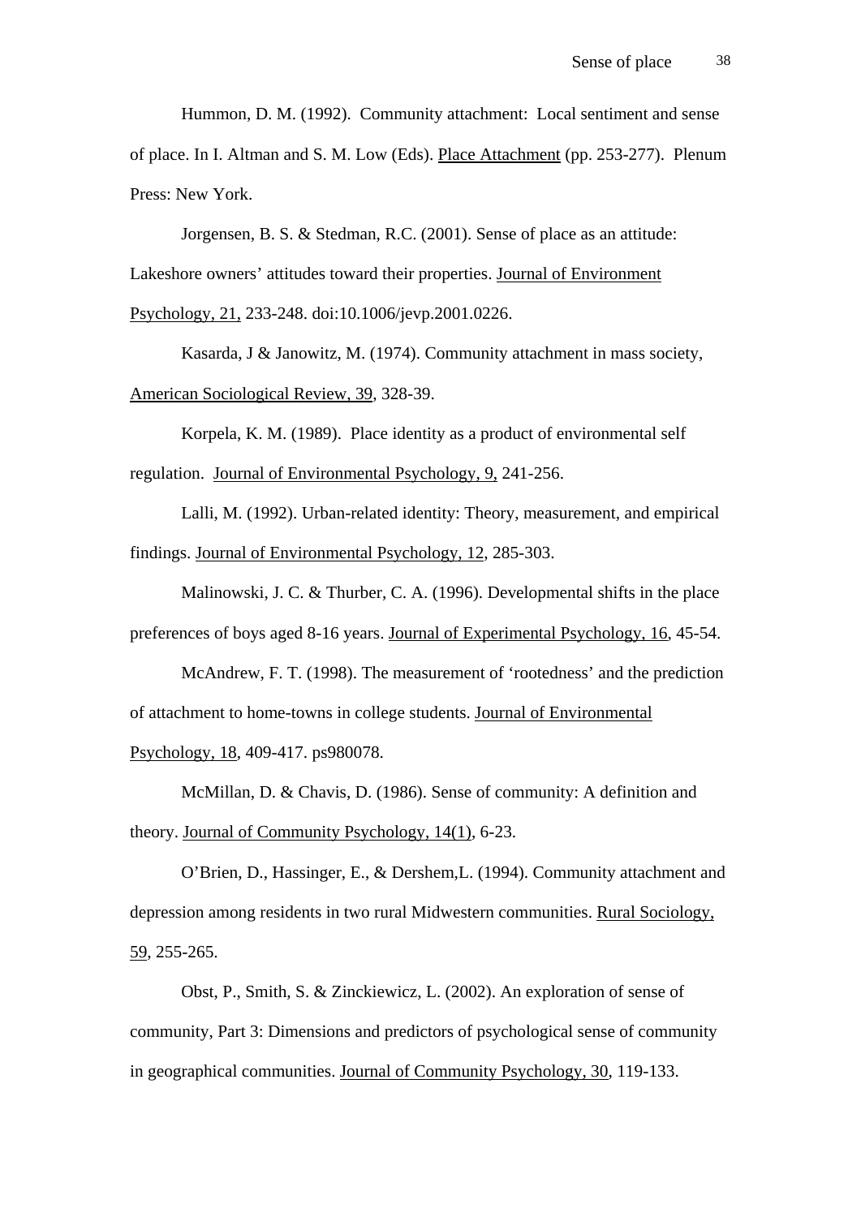Hummon, D. M. (1992). Community attachment: Local sentiment and sense of place. In I. Altman and S. M. Low (Eds). Place Attachment (pp. 253-277). Plenum Press: New York.

Jorgensen, B. S. & Stedman, R.C. (2001). Sense of place as an attitude: Lakeshore owners' attitudes toward their properties. Journal of Environment Psychology, 21, 233-248. doi:10.1006/jevp.2001.0226.

Kasarda, J & Janowitz, M. (1974). Community attachment in mass society, American Sociological Review, 39, 328-39.

Korpela, K. M. (1989). Place identity as a product of environmental self regulation. Journal of Environmental Psychology, 9, 241-256.

Lalli, M. (1992). Urban-related identity: Theory, measurement, and empirical findings. Journal of Environmental Psychology, 12, 285-303.

Malinowski, J. C. & Thurber, C. A. (1996). Developmental shifts in the place preferences of boys aged 8-16 years. Journal of Experimental Psychology, 16, 45-54.

McAndrew, F. T. (1998). The measurement of 'rootedness' and the prediction of attachment to home-towns in college students. Journal of Environmental Psychology, 18, 409-417. ps980078.

McMillan, D. & Chavis, D. (1986). Sense of community: A definition and theory. Journal of Community Psychology, 14(1), 6-23.

O'Brien, D., Hassinger, E., & Dershem,L. (1994). Community attachment and depression among residents in two rural Midwestern communities. Rural Sociology, 59, 255-265.

Obst, P., Smith, S. & Zinckiewicz, L. (2002). An exploration of sense of community, Part 3: Dimensions and predictors of psychological sense of community in geographical communities. Journal of Community Psychology, 30, 119-133.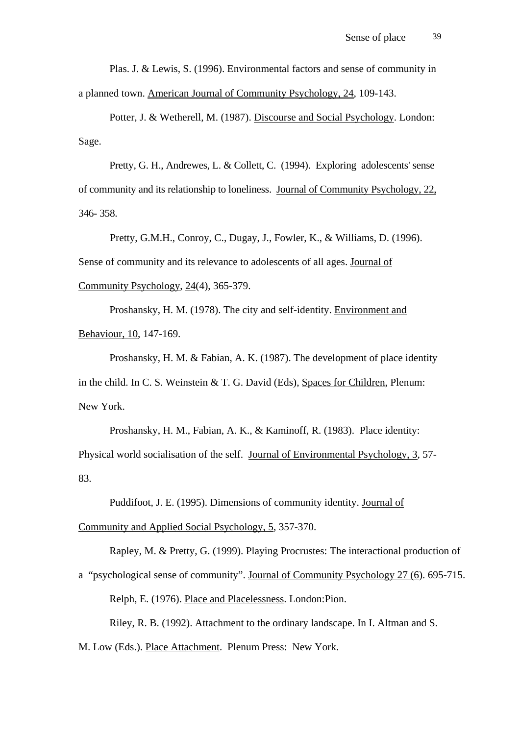Plas. J. & Lewis, S. (1996). Environmental factors and sense of community in a planned town. American Journal of Community Psychology, 24, 109-143.

Potter, J. & Wetherell, M. (1987). Discourse and Social Psychology. London: Sage.

Pretty, G. H., Andrewes, L. & Collett, C. (1994). Exploring adolescents' sense of community and its relationship to loneliness. Journal of Community Psychology, 22, 346- 358.

Pretty, G.M.H., Conroy, C., Dugay, J., Fowler, K., & Williams, D. (1996). Sense of community and its relevance to adolescents of all ages. Journal of Community Psychology, 24(4), 365-379.

Proshansky, H. M. (1978). The city and self-identity. Environment and Behaviour, 10, 147-169.

Proshansky, H. M. & Fabian, A. K. (1987). The development of place identity in the child. In C. S. Weinstein & T. G. David (Eds), Spaces for Children, Plenum: New York.

Proshansky, H. M., Fabian, A. K., & Kaminoff, R. (1983). Place identity: Physical world socialisation of the self. Journal of Environmental Psychology, 3, 57-83.

Puddifoot, J. E. (1995). Dimensions of community identity. Journal of Community and Applied Social Psychology, 5, 357-370.

Rapley, M. & Pretty, G. (1999). Playing Procrustes: The interactional production of a "psychological sense of community". Journal of Community Psychology 27 (6). 695-715.

Relph, E. (1976). Place and Placelessness. London:Pion.

Riley, R. B. (1992). Attachment to the ordinary landscape. In I. Altman and S. M. Low (Eds.). Place Attachment. Plenum Press: New York.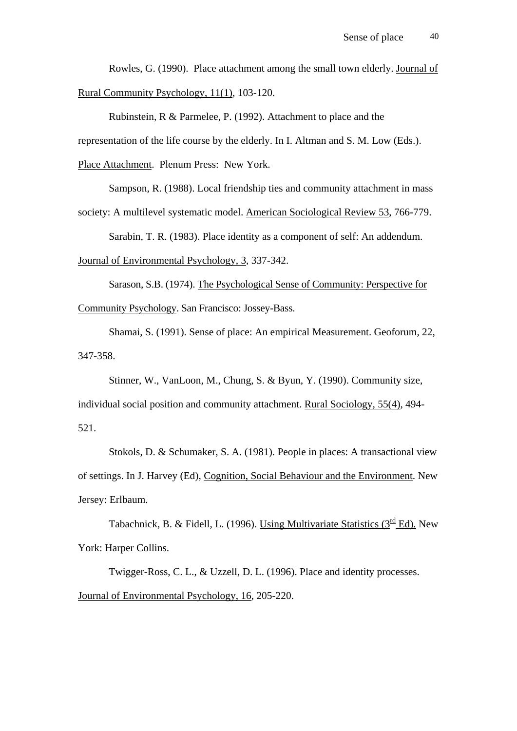Rowles, G. (1990). Place attachment among the small town elderly. Journal of Rural Community Psychology, 11(1), 103-120.

Rubinstein, R & Parmelee, P. (1992). Attachment to place and the representation of the life course by the elderly. In I. Altman and S. M. Low (Eds.). Place Attachment. Plenum Press: New York.

Sampson, R. (1988). Local friendship ties and community attachment in mass society: A multilevel systematic model. American Sociological Review 53, 766-779.

Sarabin, T. R. (1983). Place identity as a component of self: An addendum. Journal of Environmental Psychology, 3, 337-342.

Sarason, S.B. (1974). The Psychological Sense of Community: Perspective for Community Psychology. San Francisco: Jossey-Bass.

Shamai, S. (1991). Sense of place: An empirical Measurement. Geoforum, 22, 347-358.

Stinner, W., VanLoon, M., Chung, S. & Byun, Y. (1990). Community size, individual social position and community attachment. Rural Sociology, 55(4), 494-521.

Stokols, D. & Schumaker, S. A. (1981). People in places: A transactional view of settings. In J. Harvey (Ed), Cognition, Social Behaviour and the Environment. New Jersey: Erlbaum.

Tabachnick, B. & Fidell, L. (1996). Using Multivariate Statistics (3rd Ed). New York: Harper Collins.

Twigger-Ross, C. L., & Uzzell, D. L. (1996). Place and identity processes. Journal of Environmental Psychology, 16, 205-220.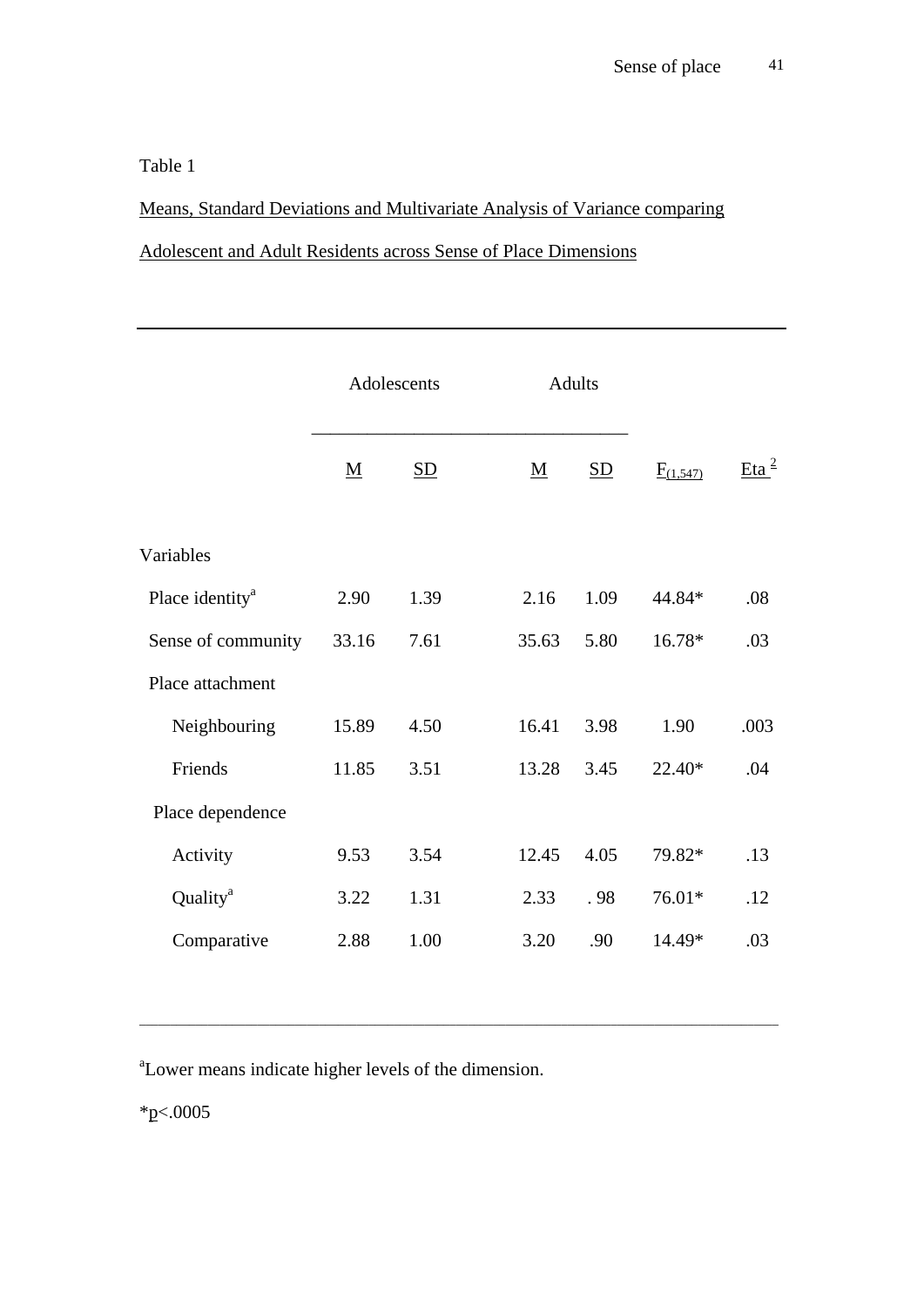Table 1

Means, Standard Deviations and Multivariate Analysis of Variance comparing Adolescent and Adult Residents across Sense of Place Dimensions

| | Adolescents | | Adults | | | |
|---|---|---|---|---|---|---|
| | M | SD | M | SD | $F_{(1,547)}$ | Eta [2] |
| Variables | | | | | | |
| Place identity[a] | 2.90 | 1.39 | 2.16 | 1.09 | 44.84* | .08 |
| Sense of community | 33.16 | 7.61 | 35.63 | 5.80 | 16.78* | .03 |
| Place attachment | | | | | | |
| Neighbouring | 15.89 | 4.50 | 16.41 | 3.98 | 1.90 | .003 |
| Friends | 11.85 | 3.51 | 13.28 | 3.45 | 22.40* | .04 |
| Place dependence | | | | | | |
| Activity | 9.53 | 3.54 | 12.45 | 4.05 | 79.82* | .13 |
| Quality[a] | 3.22 | 1.31 | 2.33 | . 98 | 76.01* | .12 |
| Comparative | 2.88 | 1.00 | 3.20 | .90 | 14.49* | .03 |

[a]Lower means indicate higher levels of the dimension.

*$p<.0005$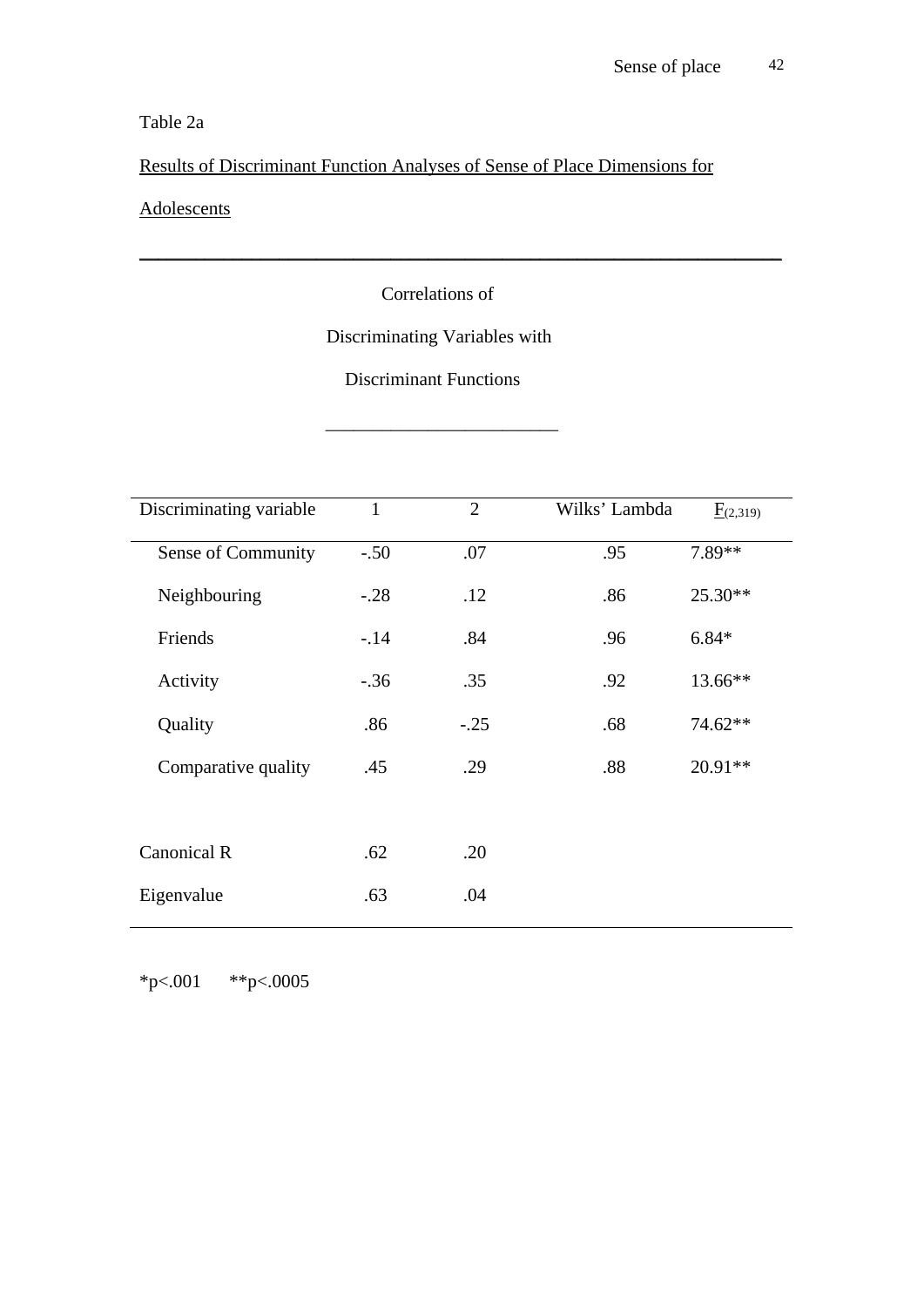Table 2a

Results of Discriminant Function Analyses of Sense of Place Dimensions for Adolescents

| | Correlations of Discriminating Variables with Discriminant Functions | | | |
|---|---|---|---|---|
| Discriminating variable | 1 | 2 | Wilks' Lambda | $F_{(2,319)}$ |
| Sense of Community | -.50 | .07 | .95 | 7.89** |
| Neighbouring | -.28 | .12 | .86 | 25.30** |
| Friends | -.14 | .84 | .96 | 6.84* |
| Activity | -.36 | .35 | .92 | 13.66** |
| Quality | .86 | -.25 | .68 | 74.62** |
| Comparative quality | .45 | .29 | .88 | 20.91** |
| | | | | |
| Canonical R | .62 | .20 | | |
| Eigenvalue | .63 | .04 | | |

*p<.001 **p<.0005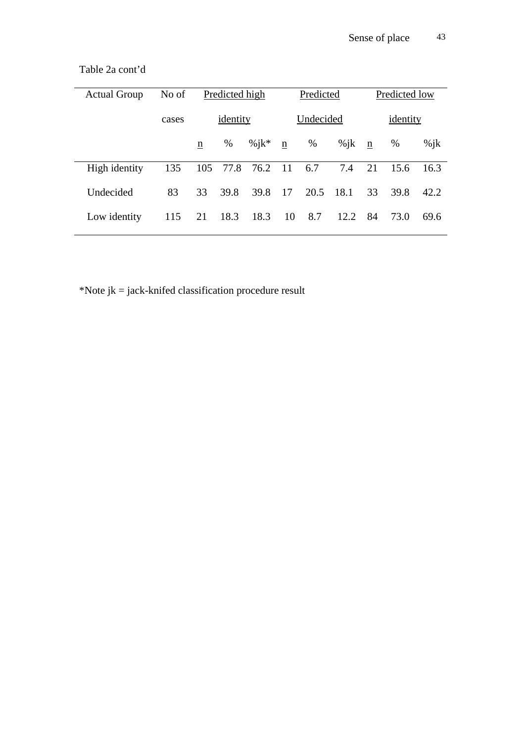Table 2a cont'd

| Actual Group | No of cases | Predicted high identity | | | Predicted Undecided | | | Predicted low identity | | |
|---|---|---|---|---|---|---|---|---|---|---|
| | | n | % | %jk* | n | % | %jk | n | % | %jk |
| High identity | 135 | 105 | 77.8 | 76.2 | 11 | 6.7 | 7.4 | 21 | 15.6 | 16.3 |
| Undecided | 83 | 33 | 39.8 | 39.8 | 17 | 20.5 | 18.1 | 33 | 39.8 | 42.2 |
| Low identity | 115 | 21 | 18.3 | 18.3 | 10 | 8.7 | 12.2 | 84 | 73.0 | 69.6 |

*Note jk = jack-knifed classification procedure result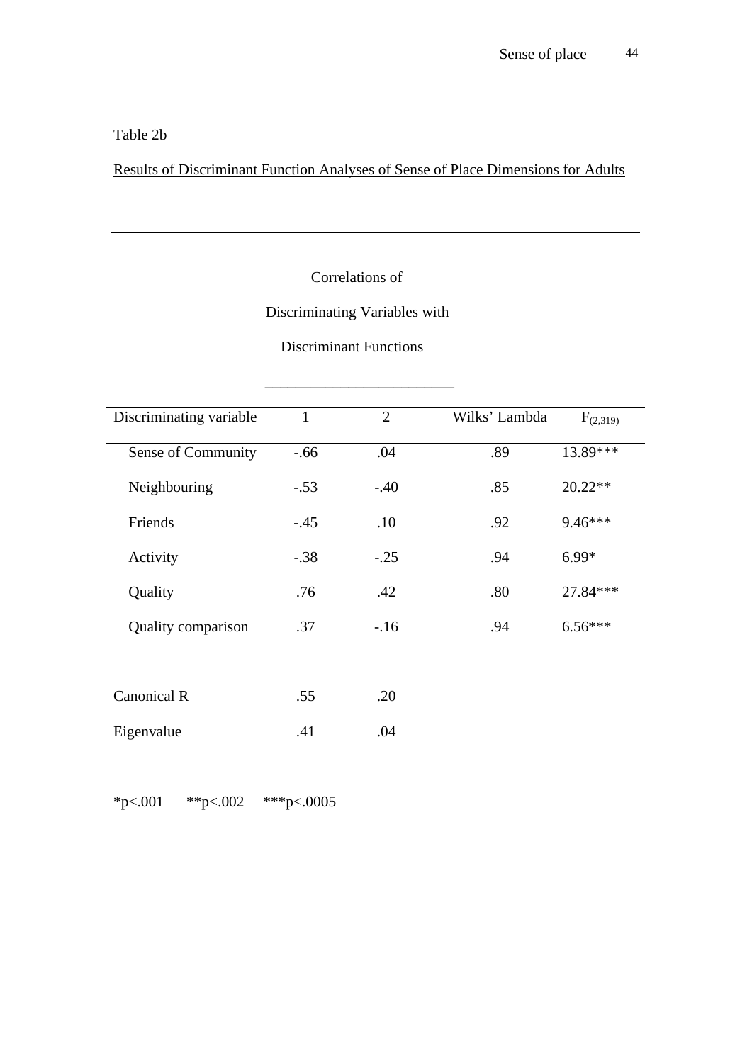Table 2b

Results of Discriminant Function Analyses of Sense of Place Dimensions for Adults

| | Correlations of Discriminating Variables with Discriminant Functions | | | |
|---|---|---|---|---|
| Discriminating variable | 1 | 2 | Wilks' Lambda | $F_{(2,319)}$ |
| Sense of Community | -.66 | .04 | .89 | 13.89*** |
| Neighbouring | -.53 | -.40 | .85 | 20.22** |
| Friends | -.45 | .10 | .92 | 9.46*** |
| Activity | -.38 | -.25 | .94 | 6.99* |
| Quality | .76 | .42 | .80 | 27.84*** |
| Quality comparison | .37 | -.16 | .94 | 6.56*** |
| | | | | |
| Canonical R | .55 | .20 | | |
| Eigenvalue | .41 | .04 | | |

*p<.001 **p<.002 ***p<.0005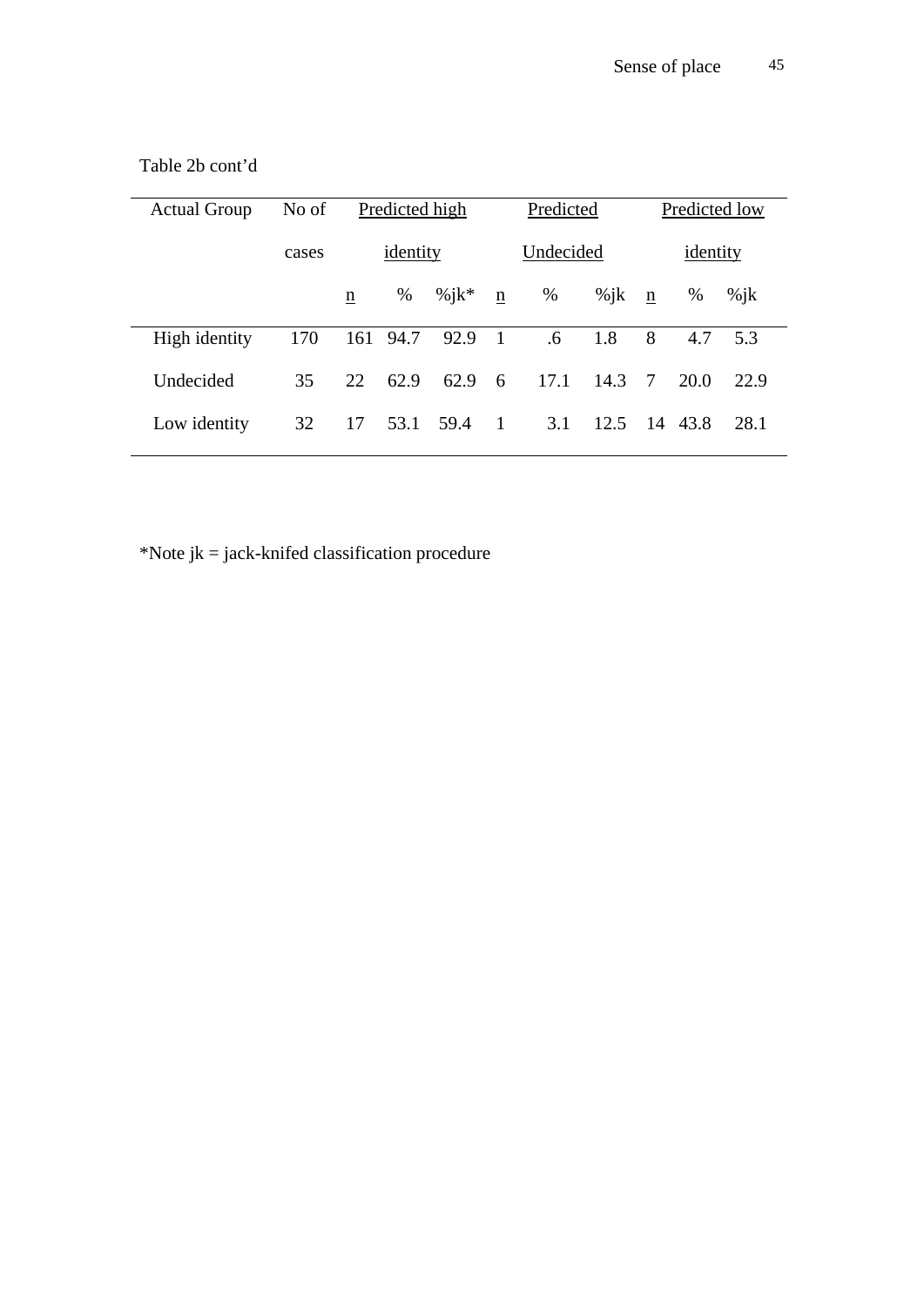Table 2b cont'd

| Actual Group | No of cases | Predicted high identity | | | Predicted Undecided | | | Predicted low identity | | |
|---|---|---|---|---|---|---|---|---|---|---|
| | | n | % | %jk* | n | % | %jk | n | % | %jk |
| High identity | 170 | 161 | 94.7 | 92.9 | 1 | .6 | 1.8 | 8 | 4.7 | 5.3 |
| Undecided | 35 | 22 | 62.9 | 62.9 | 6 | 17.1 | 14.3 | 7 | 20.0 | 22.9 |
| Low identity | 32 | 17 | 53.1 | 59.4 | 1 | 3.1 | 12.5 | 14 | 43.8 | 28.1 |

*Note jk = jack-knifed classification procedure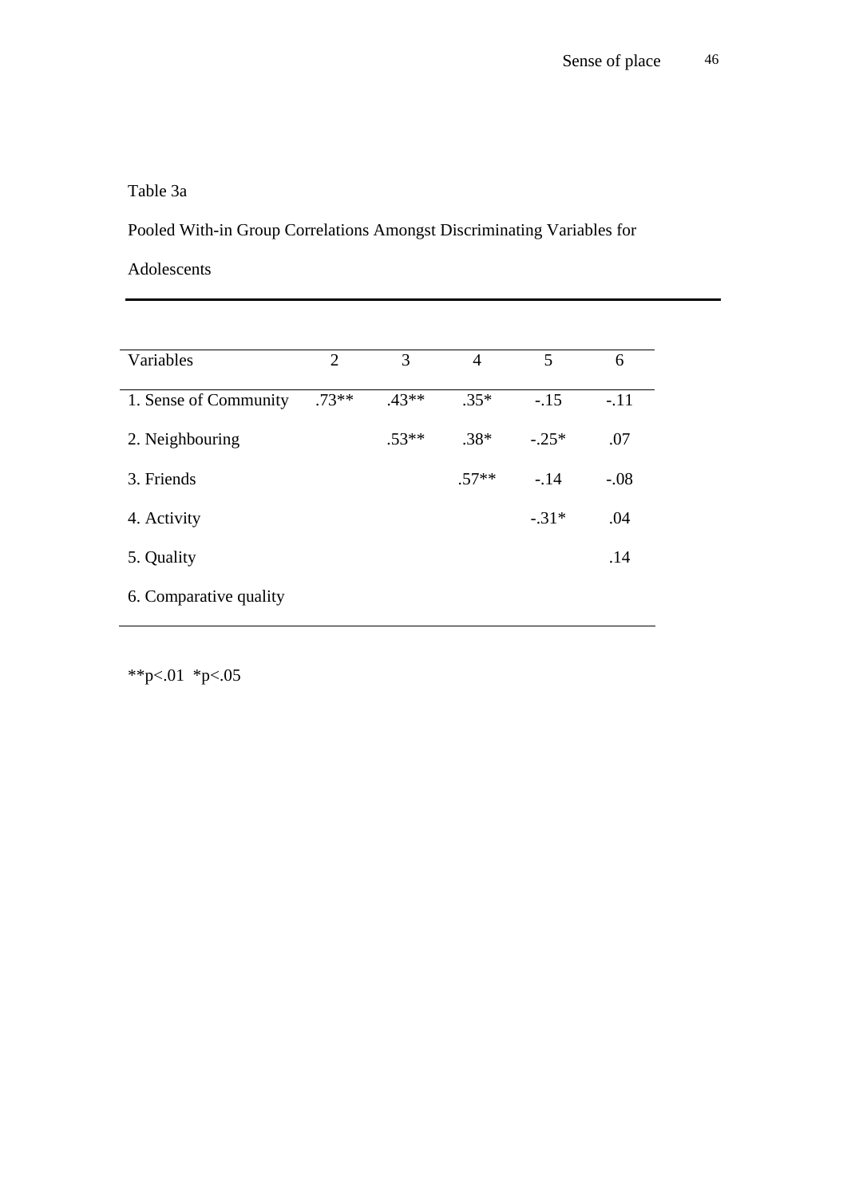Table 3a

Pooled With-in Group Correlations Amongst Discriminating Variables for Adolescents

| Variables | 2 | 3 | 4 | 5 | 6 |
|---|---|---|---|---|---|
| 1. Sense of Community | .73** | .43** | .35* | -.15 | -.11 |
| 2. Neighbouring | | .53** | .38* | -.25* | .07 |
| 3. Friends | | | .57** | -.14 | -.08 |
| 4. Activity | | | | -.31* | .04 |
| 5. Quality | | | | | .14 |
| 6. Comparative quality | | | | | |

$^{**}p<.01$ $^{*}p<.05$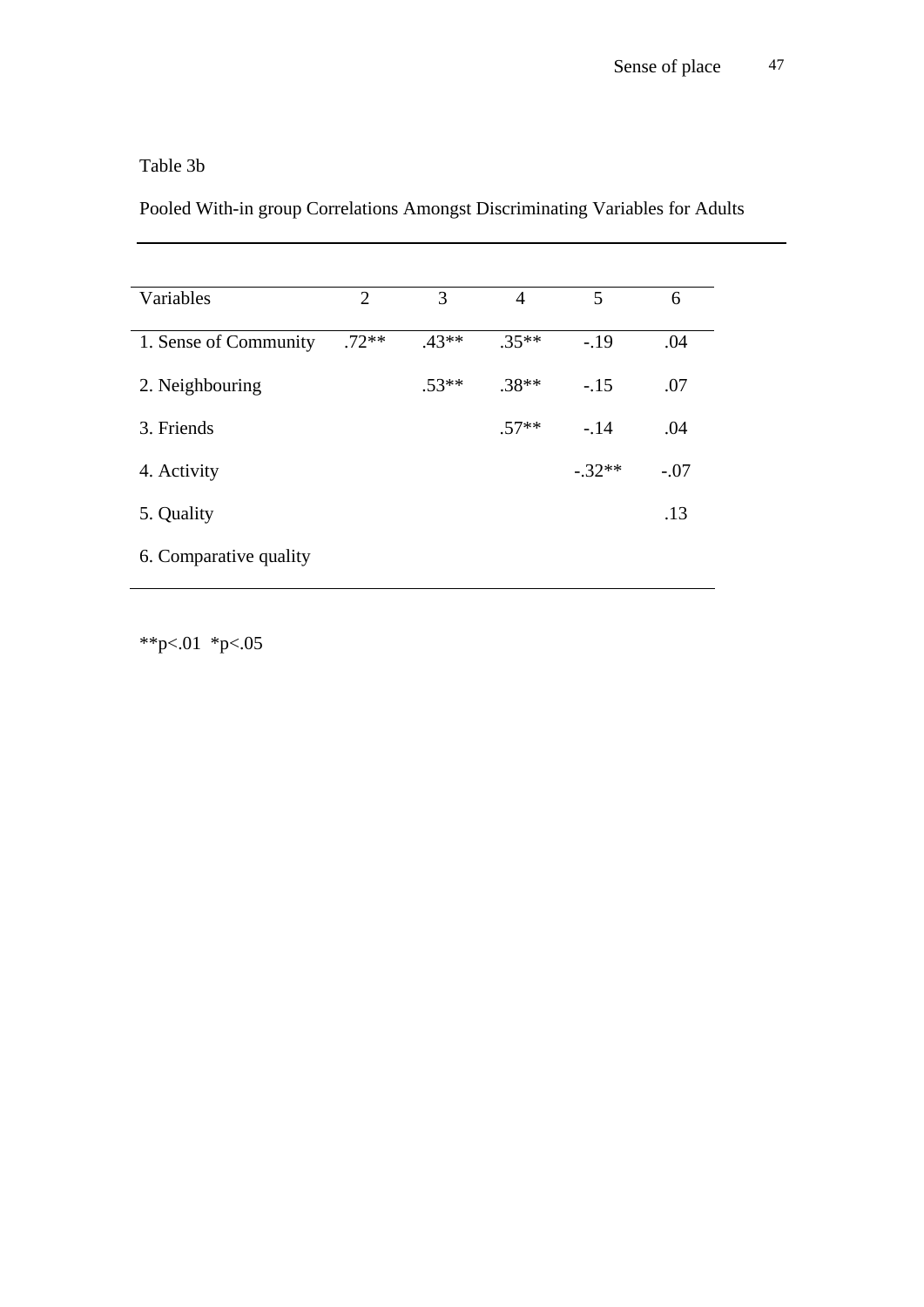Table 3b

Pooled With-in group Correlations Amongst Discriminating Variables for Adults

| Variables | 2 | 3 | 4 | 5 | 6 |
|---|---|---|---|---|---|
| 1. Sense of Community | .72** | .43** | .35** | -.19 | .04 |
| 2. Neighbouring | | .53** | .38** | -.15 | .07 |
| 3. Friends | | | .57** | -.14 | .04 |
| 4. Activity | | | | -.32** | -.07 |
| 5. Quality | | | | | .13 |
| 6. Comparative quality | | | | | |

**p<.01 *p<.05